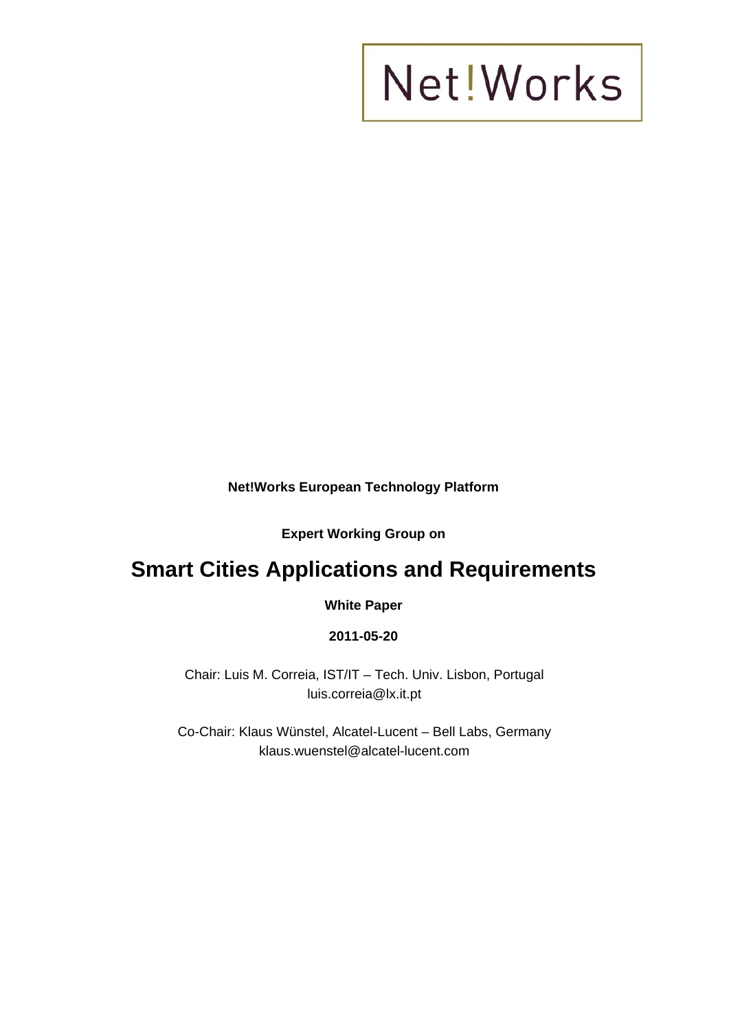Net!Works

**Net!Works European Technology Platform**

**Expert Working Group on**

# Smart Cities Applications and Requirements

**White Paper**

**2011-05-20**

Chair: Luis M. Correia, IST/IT – Tech. Univ. Lisbon, Portugal
luis.correia@lx.it.pt

Co-Chair: Klaus Wünstel, Alcatel-Lucent – Bell Labs, Germany
klaus.wuenstel@alcatel-lucent.com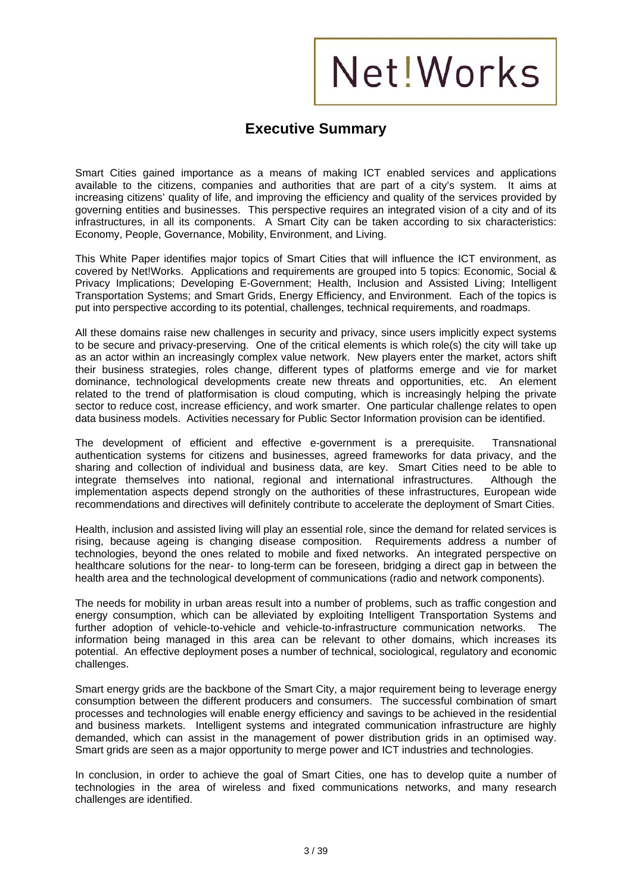# Executive Summary

Smart Cities gained importance as a means of making ICT enabled services and applications available to the citizens, companies and authorities that are part of a city's system. It aims at increasing citizens' quality of life, and improving the efficiency and quality of the services provided by governing entities and businesses. This perspective requires an integrated vision of a city and of its infrastructures, in all its components. A Smart City can be taken according to six characteristics: Economy, People, Governance, Mobility, Environment, and Living.

This White Paper identifies major topics of Smart Cities that will influence the ICT environment, as covered by Net!Works. Applications and requirements are grouped into 5 topics: Economic, Social & Privacy Implications; Developing E-Government; Health, Inclusion and Assisted Living; Intelligent Transportation Systems; and Smart Grids, Energy Efficiency, and Environment. Each of the topics is put into perspective according to its potential, challenges, technical requirements, and roadmaps.

All these domains raise new challenges in security and privacy, since users implicitly expect systems to be secure and privacy-preserving. One of the critical elements is which role(s) the city will take up as an actor within an increasingly complex value network. New players enter the market, actors shift their business strategies, roles change, different types of platforms emerge and vie for market dominance, technological developments create new threats and opportunities, etc. An element related to the trend of platformisation is cloud computing, which is increasingly helping the private sector to reduce cost, increase efficiency, and work smarter. One particular challenge relates to open data business models. Activities necessary for Public Sector Information provision can be identified.

The development of efficient and effective e-government is a prerequisite. Transnational authentication systems for citizens and businesses, agreed frameworks for data privacy, and the sharing and collection of individual and business data, are key. Smart Cities need to be able to integrate themselves into national, regional and international infrastructures. Although the implementation aspects depend strongly on the authorities of these infrastructures, European wide recommendations and directives will definitely contribute to accelerate the deployment of Smart Cities.

Health, inclusion and assisted living will play an essential role, since the demand for related services is rising, because ageing is changing disease composition. Requirements address a number of technologies, beyond the ones related to mobile and fixed networks. An integrated perspective on healthcare solutions for the near- to long-term can be foreseen, bridging a direct gap in between the health area and the technological development of communications (radio and network components).

The needs for mobility in urban areas result into a number of problems, such as traffic congestion and energy consumption, which can be alleviated by exploiting Intelligent Transportation Systems and further adoption of vehicle-to-vehicle and vehicle-to-infrastructure communication networks. The information being managed in this area can be relevant to other domains, which increases its potential. An effective deployment poses a number of technical, sociological, regulatory and economic challenges.

Smart energy grids are the backbone of the Smart City, a major requirement being to leverage energy consumption between the different producers and consumers. The successful combination of smart processes and technologies will enable energy efficiency and savings to be achieved in the residential and business markets. Intelligent systems and integrated communication infrastructure are highly demanded, which can assist in the management of power distribution grids in an optimised way. Smart grids are seen as a major opportunity to merge power and ICT industries and technologies.

In conclusion, in order to achieve the goal of Smart Cities, one has to develop quite a number of technologies in the area of wireless and fixed communications networks, and many research challenges are identified.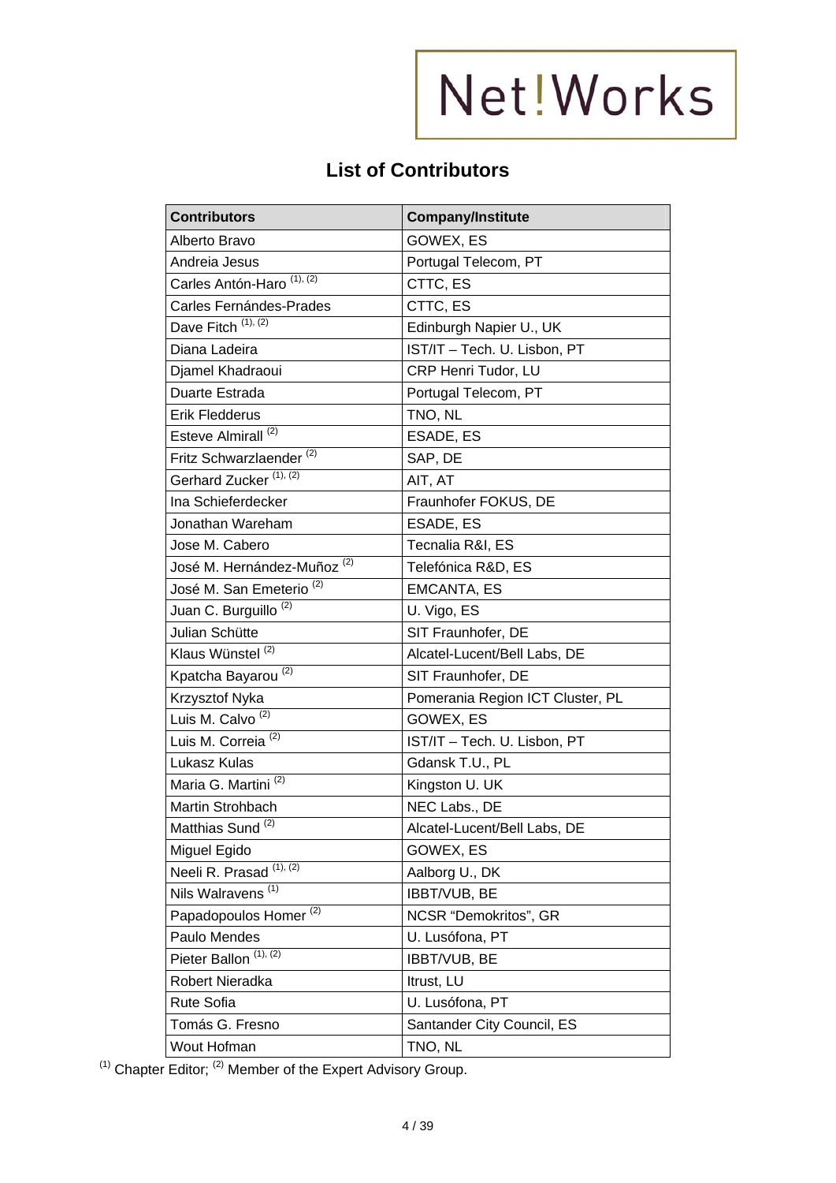Net!Works

## List of Contributors

| Contributors | Company/Institute |
|---|---|
| Alberto Bravo | GOWEX, ES |
| Andreia Jesus | Portugal Telecom, PT |
| Carles Antón-Haro [(1), (2)] | CTTC, ES |
| Carles Fernándes-Prades | CTTC, ES |
| Dave Fitch [(1), (2)] | Edinburgh Napier U., UK |
| Diana Ladeira | IST/IT – Tech. U. Lisbon, PT |
| Djamel Khadraoui | CRP Henri Tudor, LU |
| Duarte Estrada | Portugal Telecom, PT |
| Erik Fledderus | TNO, NL |
| Esteve Almirall [(2)] | ESADE, ES |
| Fritz Schwarzlaender [(2)] | SAP, DE |
| Gerhard Zucker [(1), (2)] | AIT, AT |
| Ina Schieferdecker | Fraunhofer FOKUS, DE |
| Jonathan Wareham | ESADE, ES |
| Jose M. Cabero | Tecnalia R&I, ES |
| José M. Hernández-Muñoz [(2)] | Telefónica R&D, ES |
| José M. San Emeterio [(2)] | EMCANTA, ES |
| Juan C. Burguillo [(2)] | U. Vigo, ES |
| Julian Schütte | SIT Fraunhofer, DE |
| Klaus Wünstel [(2)] | Alcatel-Lucent/Bell Labs, DE |
| Kpatcha Bayarou [(2)] | SIT Fraunhofer, DE |
| Krzysztof Nyka | Pomerania Region ICT Cluster, PL |
| Luis M. Calvo [(2)] | GOWEX, ES |
| Luis M. Correia [(2)] | IST/IT – Tech. U. Lisbon, PT |
| Lukasz Kulas | Gdansk T.U., PL |
| Maria G. Martini [(2)] | Kingston U. UK |
| Martin Strohbach | NEC Labs., DE |
| Matthias Sund [(2)] | Alcatel-Lucent/Bell Labs, DE |
| Miguel Egido | GOWEX, ES |
| Neeli R. Prasad [(1), (2)] | Aalborg U., DK |
| Nils Walravens [(1)] | IBBT/VUB, BE |
| Papadopoulos Homer [(2)] | NCSR “Demokritos”, GR |
| Paulo Mendes | U. Lusófona, PT |
| Pieter Ballon [(1), (2)] | IBBT/VUB, BE |
| Robert Nieradka | Itrust, LU |
| Rute Sofia | U. Lusófona, PT |
| Tomás G. Fresno | Santander City Council, ES |
| Wout Hofman | TNO, NL |

[(1)] Chapter Editor; [(2)] Member of the Expert Advisory Group.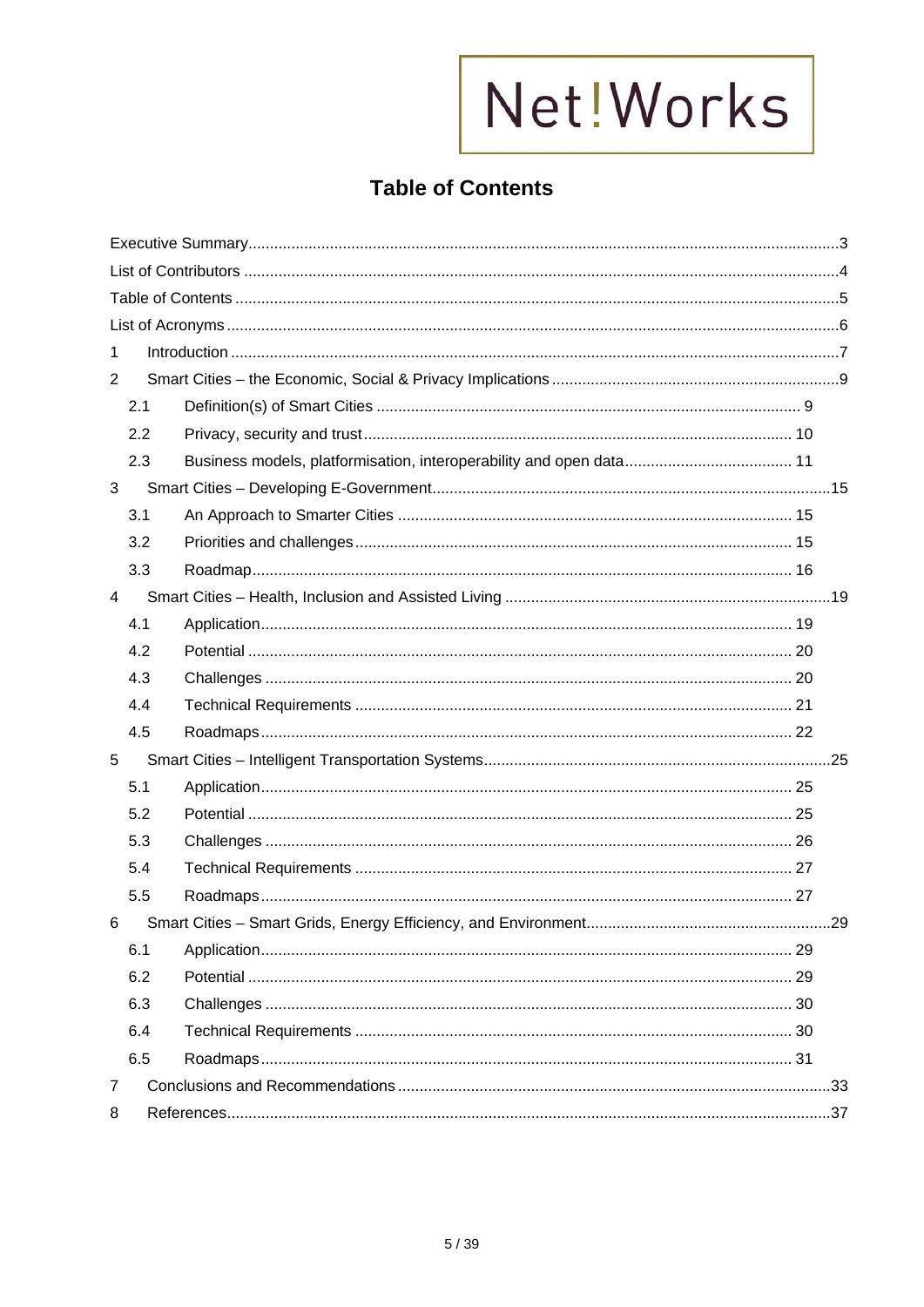Net!Works

# Table of Contents

Executive Summary........................................................3
List of Contributors........................................................4
Table of Contents........................................................5
List of Acronyms........................................................6
1 Introduction........................................................7
2 Smart Cities – the Economic, Social & Privacy Implications........................................................9
  2.1 Definition(s) of Smart Cities........................................................9
  2.2 Privacy, security and trust........................................................10
  2.3 Business models, platformisation, interoperability and open data........................................................11
3 Smart Cities – Developing E-Government........................................................15
  3.1 An Approach to Smarter Cities........................................................15
  3.2 Priorities and challenges........................................................15
  3.3 Roadmap........................................................16
4 Smart Cities – Health, Inclusion and Assisted Living........................................................19
  4.1 Application........................................................19
  4.2 Potential........................................................20
  4.3 Challenges........................................................20
  4.4 Technical Requirements........................................................21
  4.5 Roadmaps........................................................22
5 Smart Cities – Intelligent Transportation Systems........................................................25
  5.1 Application........................................................25
  5.2 Potential........................................................25
  5.3 Challenges........................................................26
  5.4 Technical Requirements........................................................27
  5.5 Roadmaps........................................................27
6 Smart Cities – Smart Grids, Energy Efficiency, and Environment........................................................29
  6.1 Application........................................................29
  6.2 Potential........................................................29
  6.3 Challenges........................................................30
  6.4 Technical Requirements........................................................30
  6.5 Roadmaps........................................................31
7 Conclusions and Recommendations........................................................33
8 References........................................................37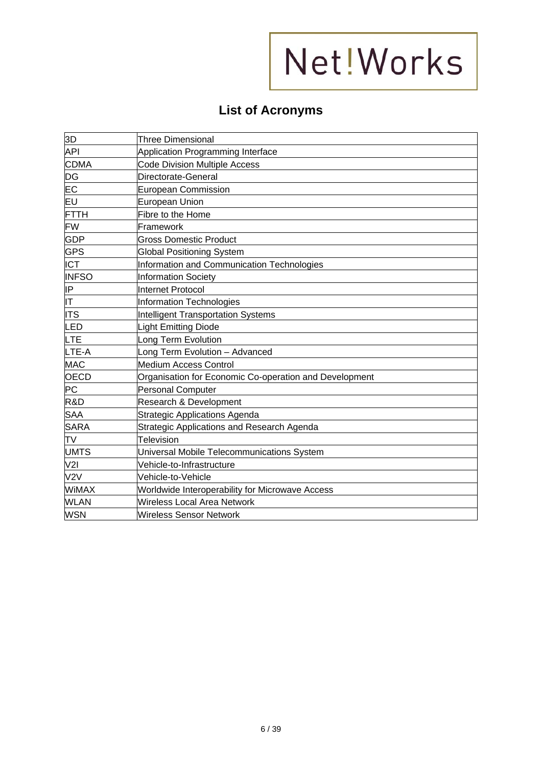Net!Works

## List of Acronyms

| 3D | Three Dimensional |
|---|---|
| API | Application Programming Interface |
| CDMA | Code Division Multiple Access |
| DG | Directorate-General |
| EC | European Commission |
| EU | European Union |
| FTTH | Fibre to the Home |
| FW | Framework |
| GDP | Gross Domestic Product |
| GPS | Global Positioning System |
| ICT | Information and Communication Technologies |
| INFSO | Information Society |
| IP | Internet Protocol |
| IT | Information Technologies |
| ITS | Intelligent Transportation Systems |
| LED | Light Emitting Diode |
| LTE | Long Term Evolution |
| LTE-A | Long Term Evolution – Advanced |
| MAC | Medium Access Control |
| OECD | Organisation for Economic Co-operation and Development |
| PC | Personal Computer |
| R&D | Research & Development |
| SAA | Strategic Applications Agenda |
| SARA | Strategic Applications and Research Agenda |
| TV | Television |
| UMTS | Universal Mobile Telecommunications System |
| V2I | Vehicle-to-Infrastructure |
| V2V | Vehicle-to-Vehicle |
| WiMAX | Worldwide Interoperability for Microwave Access |
| WLAN | Wireless Local Area Network |
| WSN | Wireless Sensor Network |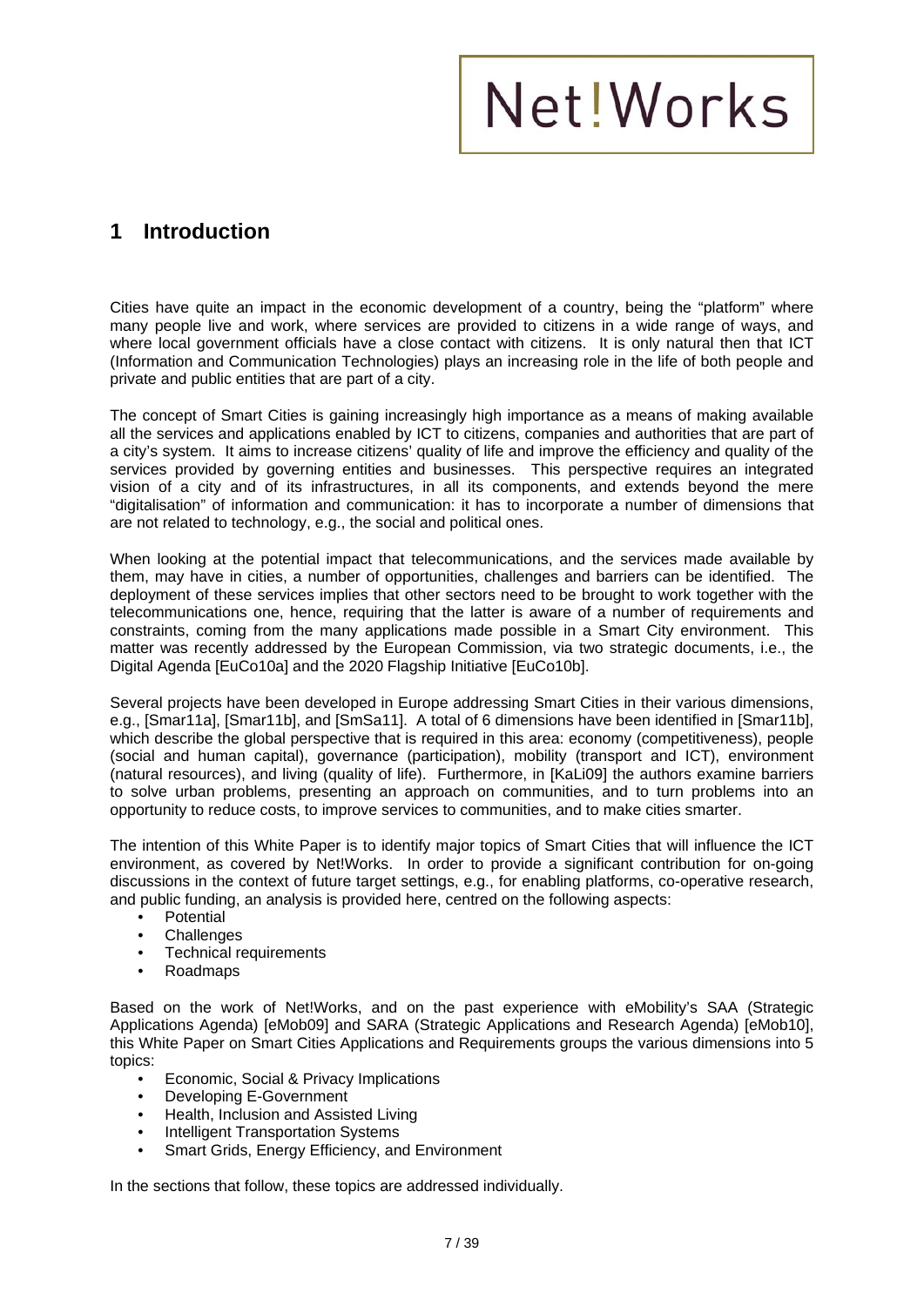# 1 Introduction

Cities have quite an impact in the economic development of a country, being the "platform" where many people live and work, where services are provided to citizens in a wide range of ways, and where local government officials have a close contact with citizens. It is only natural then that ICT (Information and Communication Technologies) plays an increasing role in the life of both people and private and public entities that are part of a city.

The concept of Smart Cities is gaining increasingly high importance as a means of making available all the services and applications enabled by ICT to citizens, companies and authorities that are part of a city's system. It aims to increase citizens' quality of life and improve the efficiency and quality of the services provided by governing entities and businesses. This perspective requires an integrated vision of a city and of its infrastructures, in all its components, and extends beyond the mere "digitalisation" of information and communication: it has to incorporate a number of dimensions that are not related to technology, e.g., the social and political ones.

When looking at the potential impact that telecommunications, and the services made available by them, may have in cities, a number of opportunities, challenges and barriers can be identified. The deployment of these services implies that other sectors need to be brought to work together with the telecommunications one, hence, requiring that the latter is aware of a number of requirements and constraints, coming from the many applications made possible in a Smart City environment. This matter was recently addressed by the European Commission, via two strategic documents, i.e., the Digital Agenda [EuCo10a] and the 2020 Flagship Initiative [EuCo10b].

Several projects have been developed in Europe addressing Smart Cities in their various dimensions, e.g., [Smar11a], [Smar11b], and [SmSa11]. A total of 6 dimensions have been identified in [Smar11b], which describe the global perspective that is required in this area: economy (competitiveness), people (social and human capital), governance (participation), mobility (transport and ICT), environment (natural resources), and living (quality of life). Furthermore, in [KaLi09] the authors examine barriers to solve urban problems, presenting an approach on communities, and to turn problems into an opportunity to reduce costs, to improve services to communities, and to make cities smarter.

The intention of this White Paper is to identify major topics of Smart Cities that will influence the ICT environment, as covered by Net!Works. In order to provide a significant contribution for on-going discussions in the context of future target settings, e.g., for enabling platforms, co-operative research, and public funding, an analysis is provided here, centred on the following aspects:

- Potential
- Challenges
- Technical requirements
- Roadmaps

Based on the work of Net!Works, and on the past experience with eMobility's SAA (Strategic Applications Agenda) [eMob09] and SARA (Strategic Applications and Research Agenda) [eMob10], this White Paper on Smart Cities Applications and Requirements groups the various dimensions into 5 topics:

- Economic, Social & Privacy Implications
- Developing E-Government
- Health, Inclusion and Assisted Living
- Intelligent Transportation Systems
- Smart Grids, Energy Efficiency, and Environment

In the sections that follow, these topics are addressed individually.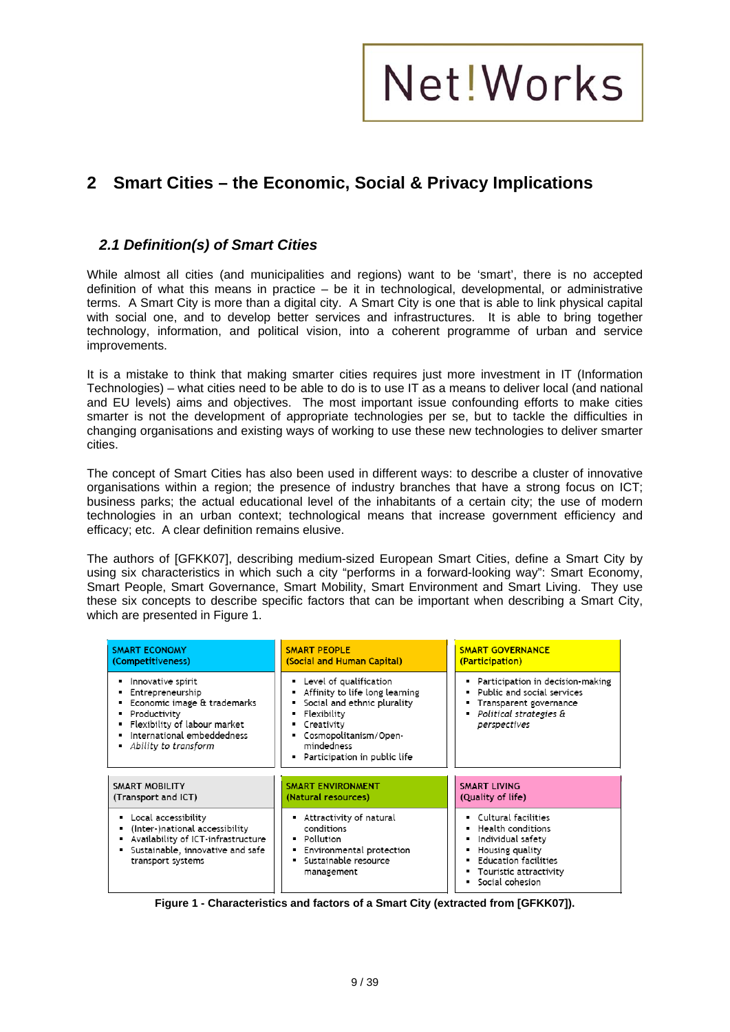## 2 Smart Cities – the Economic, Social & Privacy Implications

### *2.1 Definition(s) of Smart Cities*

While almost all cities (and municipalities and regions) want to be 'smart', there is no accepted definition of what this means in practice – be it in technological, developmental, or administrative terms. A Smart City is more than a digital city. A Smart City is one that is able to link physical capital with social one, and to develop better services and infrastructures. It is able to bring together technology, information, and political vision, into a coherent programme of urban and service improvements.

It is a mistake to think that making smarter cities requires just more investment in IT (Information Technologies) – what cities need to be able to do is to use IT as a means to deliver local (and national and EU levels) aims and objectives. The most important issue confounding efforts to make cities smarter is not the development of appropriate technologies per se, but to tackle the difficulties in changing organisations and existing ways of working to use these new technologies to deliver smarter cities.

The concept of Smart Cities has also been used in different ways: to describe a cluster of innovative organisations within a region; the presence of industry branches that have a strong focus on ICT; business parks; the actual educational level of the inhabitants of a certain city; the use of modern technologies in an urban context; technological means that increase government efficiency and efficacy; etc. A clear definition remains elusive.

The authors of [GFKK07], describing medium-sized European Smart Cities, define a Smart City by using six characteristics in which such a city "performs in a forward-looking way": Smart Economy, Smart People, Smart Governance, Smart Mobility, Smart Environment and Smart Living. They use these six concepts to describe specific factors that can be important when describing a Smart City, which are presented in Figure 1.

| SMART ECONOMY (Competitiveness) | SMART PEOPLE (Social and Human Capital) | SMART GOVERNANCE (Participation) |
|---|---|---|
| ▪ Innovative spirit<br>▪ Entrepreneurship<br>▪ Economic image & trademarks<br>▪ Productivity<br>▪ Flexibility of labour market<br>▪ International embeddedness<br>▪ *Ability to transform* | ▪ Level of qualification<br>▪ Affinity to life long learning<br>▪ Social and ethnic plurality<br>▪ Flexibility<br>▪ Creativity<br>▪ Cosmopolitanism/Open-mindedness<br>▪ Participation in public life | ▪ Participation in decision-making<br>▪ Public and social services<br>▪ Transparent governance<br>▪ *Political strategies & perspectives* |
| **SMART MOBILITY (Transport and ICT)** | **SMART ENVIRONMENT (Natural resources)** | **SMART LIVING (Quality of life)** |
| ▪ Local accessibility<br>▪ (Inter-)national accessibility<br>▪ Availability of ICT-infrastructure<br>▪ Sustainable, innovative and safe transport systems | ▪ Attractivity of natural conditions<br>▪ Pollution<br>▪ Environmental protection<br>▪ Sustainable resource management | ▪ Cultural facilities<br>▪ Health conditions<br>▪ Individual safety<br>▪ Housing quality<br>▪ Education facilities<br>▪ Touristic attractivity<br>▪ Social cohesion |

**Figure 1 - Characteristics and factors of a Smart City (extracted from [GFKK07]).**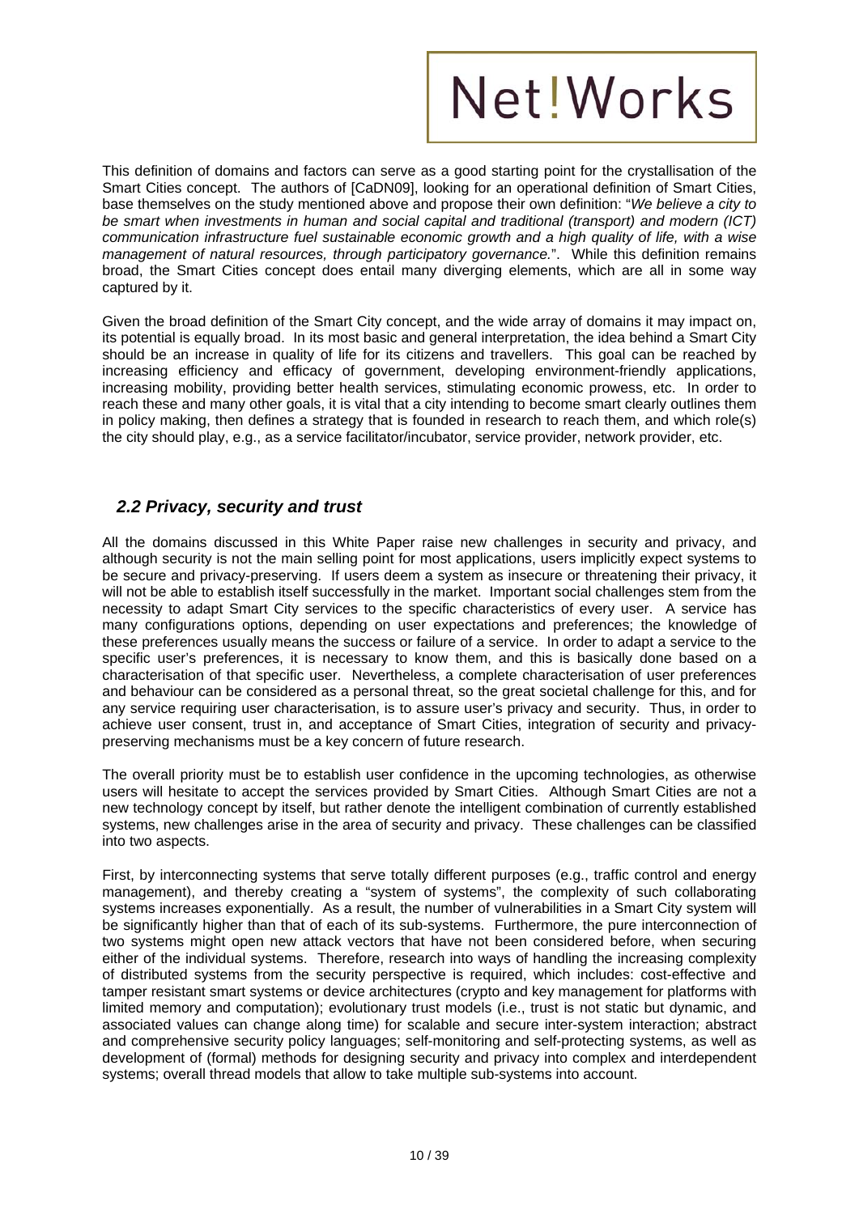This definition of domains and factors can serve as a good starting point for the crystallisation of the Smart Cities concept. The authors of [CaDN09], looking for an operational definition of Smart Cities, base themselves on the study mentioned above and propose their own definition: "*We believe a city to be smart when investments in human and social capital and traditional (transport) and modern (ICT) communication infrastructure fuel sustainable economic growth and a high quality of life, with a wise management of natural resources, through participatory governance.*". While this definition remains broad, the Smart Cities concept does entail many diverging elements, which are all in some way captured by it.

Given the broad definition of the Smart City concept, and the wide array of domains it may impact on, its potential is equally broad. In its most basic and general interpretation, the idea behind a Smart City should be an increase in quality of life for its citizens and travellers. This goal can be reached by increasing efficiency and efficacy of government, developing environment-friendly applications, increasing mobility, providing better health services, stimulating economic prowess, etc. In order to reach these and many other goals, it is vital that a city intending to become smart clearly outlines them in policy making, then defines a strategy that is founded in research to reach them, and which role(s) the city should play, e.g., as a service facilitator/incubator, service provider, network provider, etc.

## *2.2 Privacy, security and trust*

All the domains discussed in this White Paper raise new challenges in security and privacy, and although security is not the main selling point for most applications, users implicitly expect systems to be secure and privacy-preserving. If users deem a system as insecure or threatening their privacy, it will not be able to establish itself successfully in the market. Important social challenges stem from the necessity to adapt Smart City services to the specific characteristics of every user. A service has many configurations options, depending on user expectations and preferences; the knowledge of these preferences usually means the success or failure of a service. In order to adapt a service to the specific user's preferences, it is necessary to know them, and this is basically done based on a characterisation of that specific user. Nevertheless, a complete characterisation of user preferences and behaviour can be considered as a personal threat, so the great societal challenge for this, and for any service requiring user characterisation, is to assure user's privacy and security. Thus, in order to achieve user consent, trust in, and acceptance of Smart Cities, integration of security and privacy-preserving mechanisms must be a key concern of future research.

The overall priority must be to establish user confidence in the upcoming technologies, as otherwise users will hesitate to accept the services provided by Smart Cities. Although Smart Cities are not a new technology concept by itself, but rather denote the intelligent combination of currently established systems, new challenges arise in the area of security and privacy. These challenges can be classified into two aspects.

First, by interconnecting systems that serve totally different purposes (e.g., traffic control and energy management), and thereby creating a "system of systems", the complexity of such collaborating systems increases exponentially. As a result, the number of vulnerabilities in a Smart City system will be significantly higher than that of each of its sub-systems. Furthermore, the pure interconnection of two systems might open new attack vectors that have not been considered before, when securing either of the individual systems. Therefore, research into ways of handling the increasing complexity of distributed systems from the security perspective is required, which includes: cost-effective and tamper resistant smart systems or device architectures (crypto and key management for platforms with limited memory and computation); evolutionary trust models (i.e., trust is not static but dynamic, and associated values can change along time) for scalable and secure inter-system interaction; abstract and comprehensive security policy languages; self-monitoring and self-protecting systems, as well as development of (formal) methods for designing security and privacy into complex and interdependent systems; overall thread models that allow to take multiple sub-systems into account.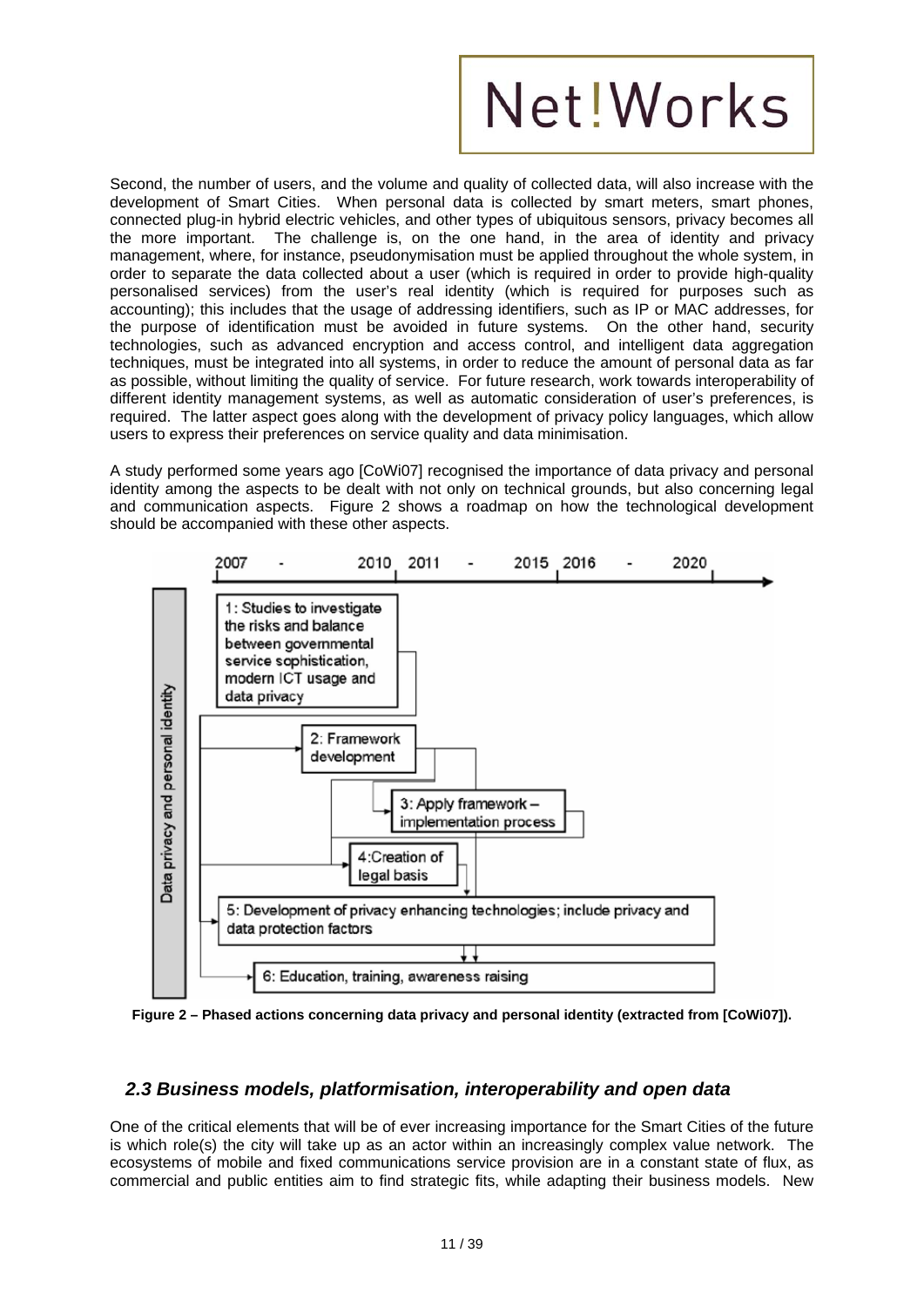Second, the number of users, and the volume and quality of collected data, will also increase with the development of Smart Cities. When personal data is collected by smart meters, smart phones, connected plug-in hybrid electric vehicles, and other types of ubiquitous sensors, privacy becomes all the more important. The challenge is, on the one hand, in the area of identity and privacy management, where, for instance, pseudonymisation must be applied throughout the whole system, in order to separate the data collected about a user (which is required in order to provide high-quality personalised services) from the user's real identity (which is required for purposes such as accounting); this includes that the usage of addressing identifiers, such as IP or MAC addresses, for the purpose of identification must be avoided in future systems. On the other hand, security technologies, such as advanced encryption and access control, and intelligent data aggregation techniques, must be integrated into all systems, in order to reduce the amount of personal data as far as possible, without limiting the quality of service. For future research, work towards interoperability of different identity management systems, as well as automatic consideration of user's preferences, is required. The latter aspect goes along with the development of privacy policy languages, which allow users to express their preferences on service quality and data minimisation.

A study performed some years ago [CoWi07] recognised the importance of data privacy and personal identity among the aspects to be dealt with not only on technical grounds, but also concerning legal and communication aspects. Figure 2 shows a roadmap on how the technological development should be accompanied with these other aspects.

**Figure 2 – Phased actions concerning data privacy and personal identity (extracted from [CoWi07]).**

## *2.3 Business models, platformisation, interoperability and open data*

One of the critical elements that will be of ever increasing importance for the Smart Cities of the future is which role(s) the city will take up as an actor within an increasingly complex value network. The ecosystems of mobile and fixed communications service provision are in a constant state of flux, as commercial and public entities aim to find strategic fits, while adapting their business models. New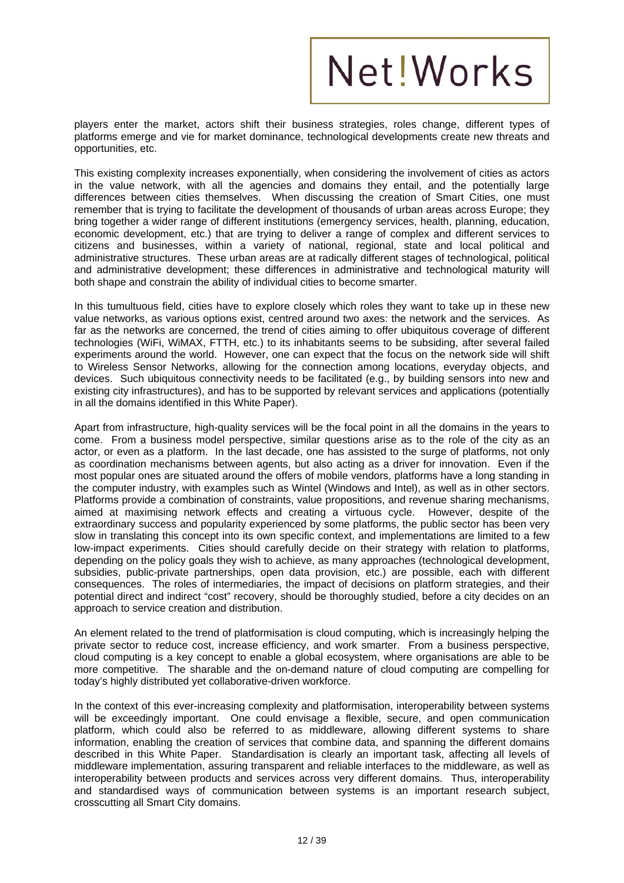players enter the market, actors shift their business strategies, roles change, different types of platforms emerge and vie for market dominance, technological developments create new threats and opportunities, etc.

This existing complexity increases exponentially, when considering the involvement of cities as actors in the value network, with all the agencies and domains they entail, and the potentially large differences between cities themselves. When discussing the creation of Smart Cities, one must remember that is trying to facilitate the development of thousands of urban areas across Europe; they bring together a wider range of different institutions (emergency services, health, planning, education, economic development, etc.) that are trying to deliver a range of complex and different services to citizens and businesses, within a variety of national, regional, state and local political and administrative structures. These urban areas are at radically different stages of technological, political and administrative development; these differences in administrative and technological maturity will both shape and constrain the ability of individual cities to become smarter.

In this tumultuous field, cities have to explore closely which roles they want to take up in these new value networks, as various options exist, centred around two axes: the network and the services. As far as the networks are concerned, the trend of cities aiming to offer ubiquitous coverage of different technologies (WiFi, WiMAX, FTTH, etc.) to its inhabitants seems to be subsiding, after several failed experiments around the world. However, one can expect that the focus on the network side will shift to Wireless Sensor Networks, allowing for the connection among locations, everyday objects, and devices. Such ubiquitous connectivity needs to be facilitated (e.g., by building sensors into new and existing city infrastructures), and has to be supported by relevant services and applications (potentially in all the domains identified in this White Paper).

Apart from infrastructure, high-quality services will be the focal point in all the domains in the years to come. From a business model perspective, similar questions arise as to the role of the city as an actor, or even as a platform. In the last decade, one has assisted to the surge of platforms, not only as coordination mechanisms between agents, but also acting as a driver for innovation. Even if the most popular ones are situated around the offers of mobile vendors, platforms have a long standing in the computer industry, with examples such as Wintel (Windows and Intel), as well as in other sectors. Platforms provide a combination of constraints, value propositions, and revenue sharing mechanisms, aimed at maximising network effects and creating a virtuous cycle. However, despite of the extraordinary success and popularity experienced by some platforms, the public sector has been very slow in translating this concept into its own specific context, and implementations are limited to a few low-impact experiments. Cities should carefully decide on their strategy with relation to platforms, depending on the policy goals they wish to achieve, as many approaches (technological development, subsidies, public-private partnerships, open data provision, etc.) are possible, each with different consequences. The roles of intermediaries, the impact of decisions on platform strategies, and their potential direct and indirect "cost" recovery, should be thoroughly studied, before a city decides on an approach to service creation and distribution.

An element related to the trend of platformisation is cloud computing, which is increasingly helping the private sector to reduce cost, increase efficiency, and work smarter. From a business perspective, cloud computing is a key concept to enable a global ecosystem, where organisations are able to be more competitive. The sharable and the on-demand nature of cloud computing are compelling for today's highly distributed yet collaborative-driven workforce.

In the context of this ever-increasing complexity and platformisation, interoperability between systems will be exceedingly important. One could envisage a flexible, secure, and open communication platform, which could also be referred to as middleware, allowing different systems to share information, enabling the creation of services that combine data, and spanning the different domains described in this White Paper. Standardisation is clearly an important task, affecting all levels of middleware implementation, assuring transparent and reliable interfaces to the middleware, as well as interoperability between products and services across very different domains. Thus, interoperability and standardised ways of communication between systems is an important research subject, crosscutting all Smart City domains.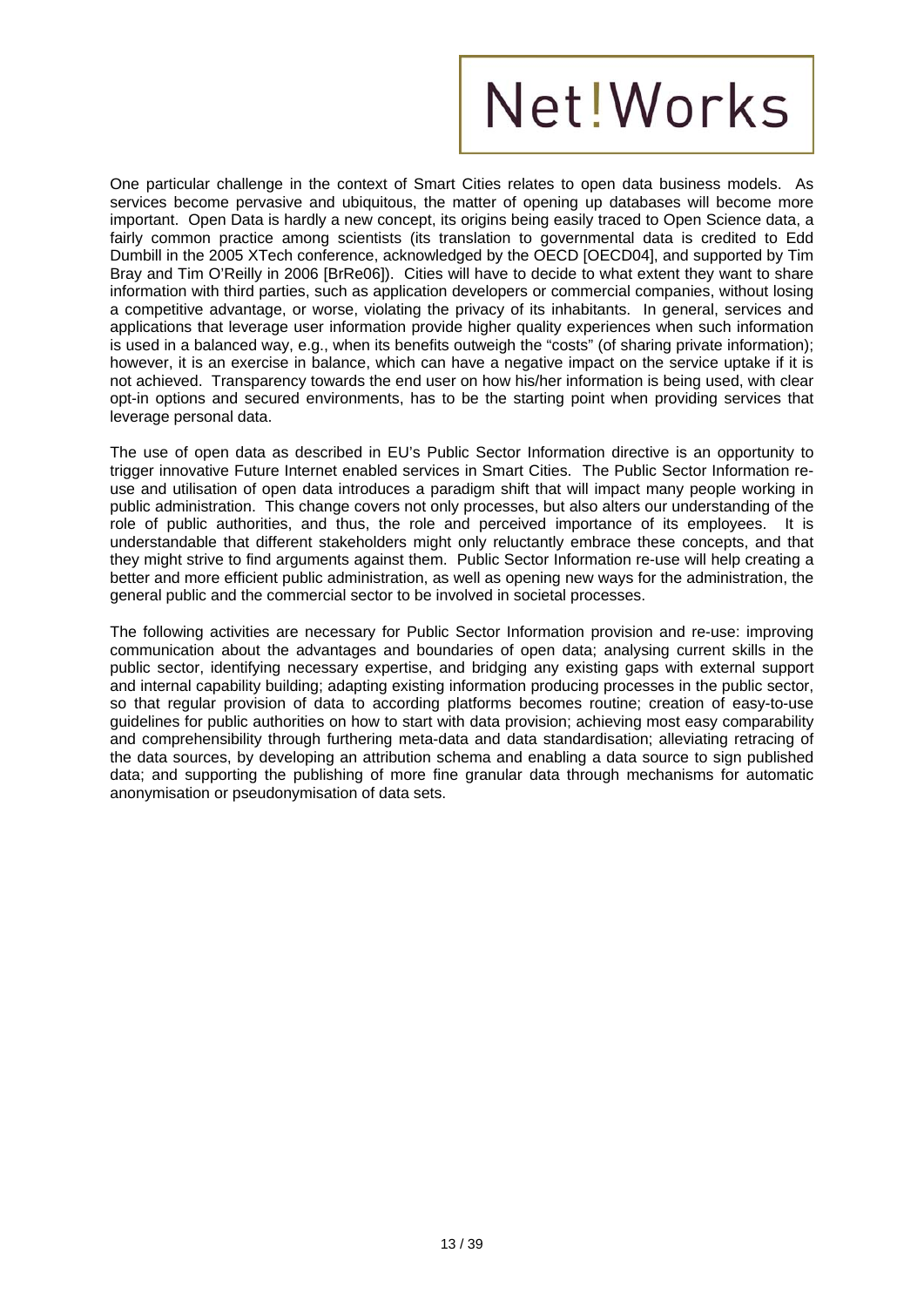One particular challenge in the context of Smart Cities relates to open data business models. As services become pervasive and ubiquitous, the matter of opening up databases will become more important. Open Data is hardly a new concept, its origins being easily traced to Open Science data, a fairly common practice among scientists (its translation to governmental data is credited to Edd Dumbill in the 2005 XTech conference, acknowledged by the OECD [OECD04], and supported by Tim Bray and Tim O'Reilly in 2006 [BrRe06]). Cities will have to decide to what extent they want to share information with third parties, such as application developers or commercial companies, without losing a competitive advantage, or worse, violating the privacy of its inhabitants. In general, services and applications that leverage user information provide higher quality experiences when such information is used in a balanced way, e.g., when its benefits outweigh the "costs" (of sharing private information); however, it is an exercise in balance, which can have a negative impact on the service uptake if it is not achieved. Transparency towards the end user on how his/her information is being used, with clear opt-in options and secured environments, has to be the starting point when providing services that leverage personal data.

The use of open data as described in EU's Public Sector Information directive is an opportunity to trigger innovative Future Internet enabled services in Smart Cities. The Public Sector Information re-use and utilisation of open data introduces a paradigm shift that will impact many people working in public administration. This change covers not only processes, but also alters our understanding of the role of public authorities, and thus, the role and perceived importance of its employees. It is understandable that different stakeholders might only reluctantly embrace these concepts, and that they might strive to find arguments against them. Public Sector Information re-use will help creating a better and more efficient public administration, as well as opening new ways for the administration, the general public and the commercial sector to be involved in societal processes.

The following activities are necessary for Public Sector Information provision and re-use: improving communication about the advantages and boundaries of open data; analysing current skills in the public sector, identifying necessary expertise, and bridging any existing gaps with external support and internal capability building; adapting existing information producing processes in the public sector, so that regular provision of data to according platforms becomes routine; creation of easy-to-use guidelines for public authorities on how to start with data provision; achieving most easy comparability and comprehensibility through furthering meta-data and data standardisation; alleviating retracing of the data sources, by developing an attribution schema and enabling a data source to sign published data; and supporting the publishing of more fine granular data through mechanisms for automatic anonymisation or pseudonymisation of data sets.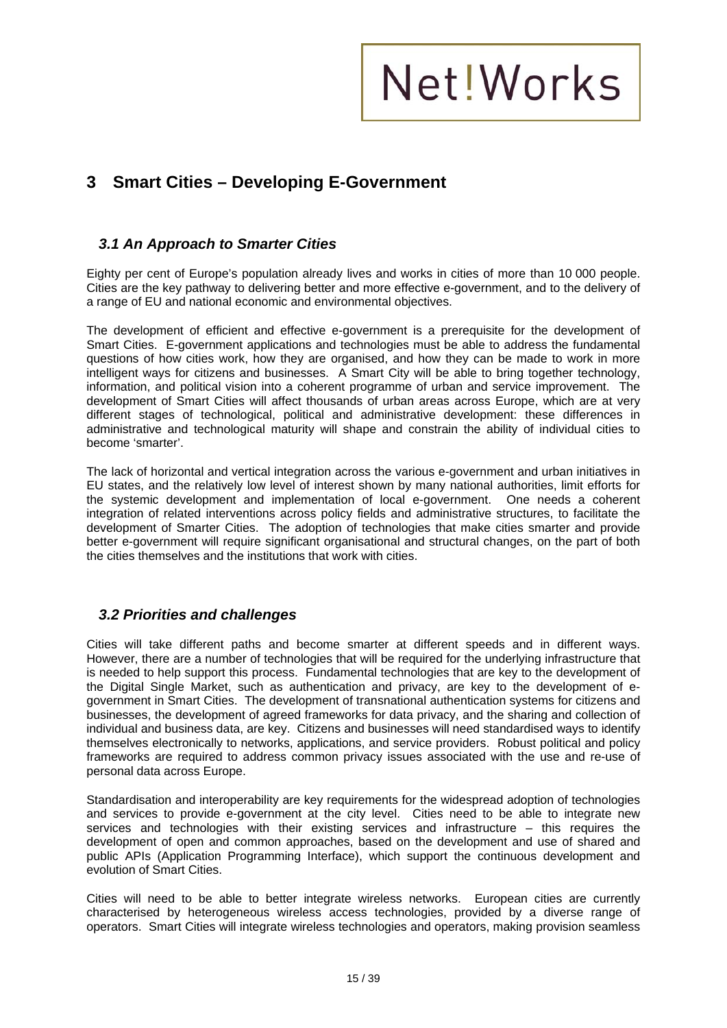# 3 Smart Cities – Developing E-Government

## *3.1 An Approach to Smarter Cities*

Eighty per cent of Europe's population already lives and works in cities of more than 10 000 people. Cities are the key pathway to delivering better and more effective e-government, and to the delivery of a range of EU and national economic and environmental objectives.

The development of efficient and effective e-government is a prerequisite for the development of Smart Cities. E-government applications and technologies must be able to address the fundamental questions of how cities work, how they are organised, and how they can be made to work in more intelligent ways for citizens and businesses. A Smart City will be able to bring together technology, information, and political vision into a coherent programme of urban and service improvement. The development of Smart Cities will affect thousands of urban areas across Europe, which are at very different stages of technological, political and administrative development: these differences in administrative and technological maturity will shape and constrain the ability of individual cities to become 'smarter'.

The lack of horizontal and vertical integration across the various e-government and urban initiatives in EU states, and the relatively low level of interest shown by many national authorities, limit efforts for the systemic development and implementation of local e-government. One needs a coherent integration of related interventions across policy fields and administrative structures, to facilitate the development of Smarter Cities. The adoption of technologies that make cities smarter and provide better e-government will require significant organisational and structural changes, on the part of both the cities themselves and the institutions that work with cities.

## *3.2 Priorities and challenges*

Cities will take different paths and become smarter at different speeds and in different ways. However, there are a number of technologies that will be required for the underlying infrastructure that is needed to help support this process. Fundamental technologies that are key to the development of the Digital Single Market, such as authentication and privacy, are key to the development of e-government in Smart Cities. The development of transnational authentication systems for citizens and businesses, the development of agreed frameworks for data privacy, and the sharing and collection of individual and business data, are key. Citizens and businesses will need standardised ways to identify themselves electronically to networks, applications, and service providers. Robust political and policy frameworks are required to address common privacy issues associated with the use and re-use of personal data across Europe.

Standardisation and interoperability are key requirements for the widespread adoption of technologies and services to provide e-government at the city level. Cities need to be able to integrate new services and technologies with their existing services and infrastructure – this requires the development of open and common approaches, based on the development and use of shared and public APIs (Application Programming Interface), which support the continuous development and evolution of Smart Cities.

Cities will need to be able to better integrate wireless networks. European cities are currently characterised by heterogeneous wireless access technologies, provided by a diverse range of operators. Smart Cities will integrate wireless technologies and operators, making provision seamless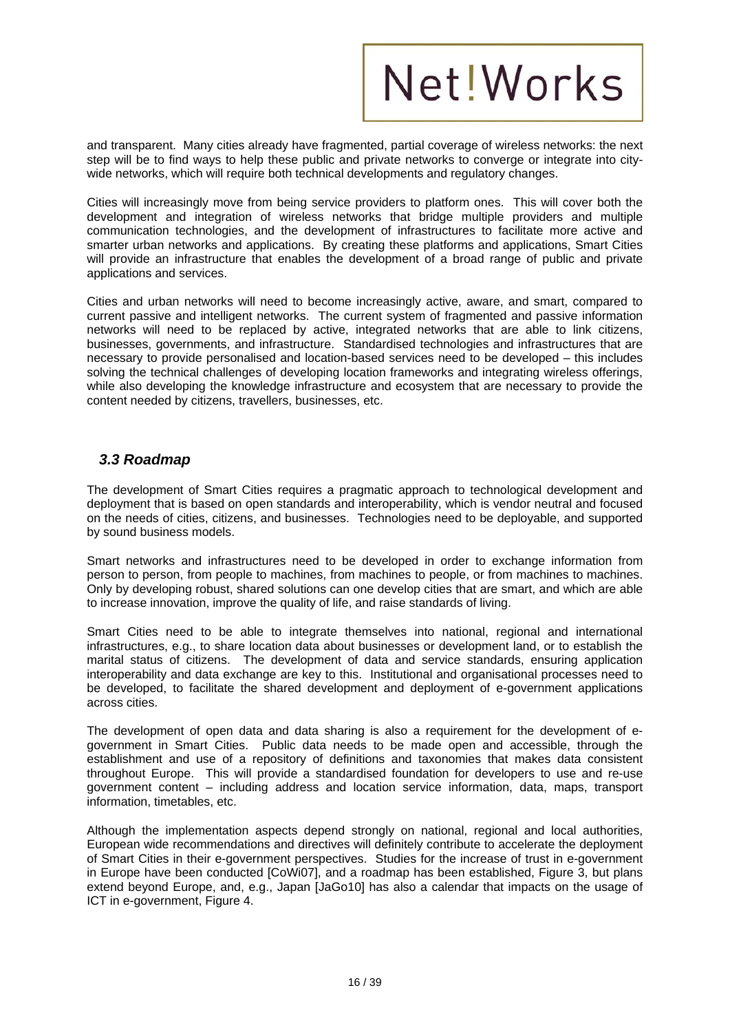and transparent. Many cities already have fragmented, partial coverage of wireless networks: the next step will be to find ways to help these public and private networks to converge or integrate into city-wide networks, which will require both technical developments and regulatory changes.

Cities will increasingly move from being service providers to platform ones. This will cover both the development and integration of wireless networks that bridge multiple providers and multiple communication technologies, and the development of infrastructures to facilitate more active and smarter urban networks and applications. By creating these platforms and applications, Smart Cities will provide an infrastructure that enables the development of a broad range of public and private applications and services.

Cities and urban networks will need to become increasingly active, aware, and smart, compared to current passive and intelligent networks. The current system of fragmented and passive information networks will need to be replaced by active, integrated networks that are able to link citizens, businesses, governments, and infrastructure. Standardised technologies and infrastructures that are necessary to provide personalised and location-based services need to be developed – this includes solving the technical challenges of developing location frameworks and integrating wireless offerings, while also developing the knowledge infrastructure and ecosystem that are necessary to provide the content needed by citizens, travellers, businesses, etc.

### *3.3 Roadmap*

The development of Smart Cities requires a pragmatic approach to technological development and deployment that is based on open standards and interoperability, which is vendor neutral and focused on the needs of cities, citizens, and businesses. Technologies need to be deployable, and supported by sound business models.

Smart networks and infrastructures need to be developed in order to exchange information from person to person, from people to machines, from machines to people, or from machines to machines. Only by developing robust, shared solutions can one develop cities that are smart, and which are able to increase innovation, improve the quality of life, and raise standards of living.

Smart Cities need to be able to integrate themselves into national, regional and international infrastructures, e.g., to share location data about businesses or development land, or to establish the marital status of citizens. The development of data and service standards, ensuring application interoperability and data exchange are key to this. Institutional and organisational processes need to be developed, to facilitate the shared development and deployment of e-government applications across cities.

The development of open data and data sharing is also a requirement for the development of e-government in Smart Cities. Public data needs to be made open and accessible, through the establishment and use of a repository of definitions and taxonomies that makes data consistent throughout Europe. This will provide a standardised foundation for developers to use and re-use government content – including address and location service information, data, maps, transport information, timetables, etc.

Although the implementation aspects depend strongly on national, regional and local authorities, European wide recommendations and directives will definitely contribute to accelerate the deployment of Smart Cities in their e-government perspectives. Studies for the increase of trust in e-government in Europe have been conducted [CoWi07], and a roadmap has been established, Figure 3, but plans extend beyond Europe, and, e.g., Japan [JaGo10] has also a calendar that impacts on the usage of ICT in e-government, Figure 4.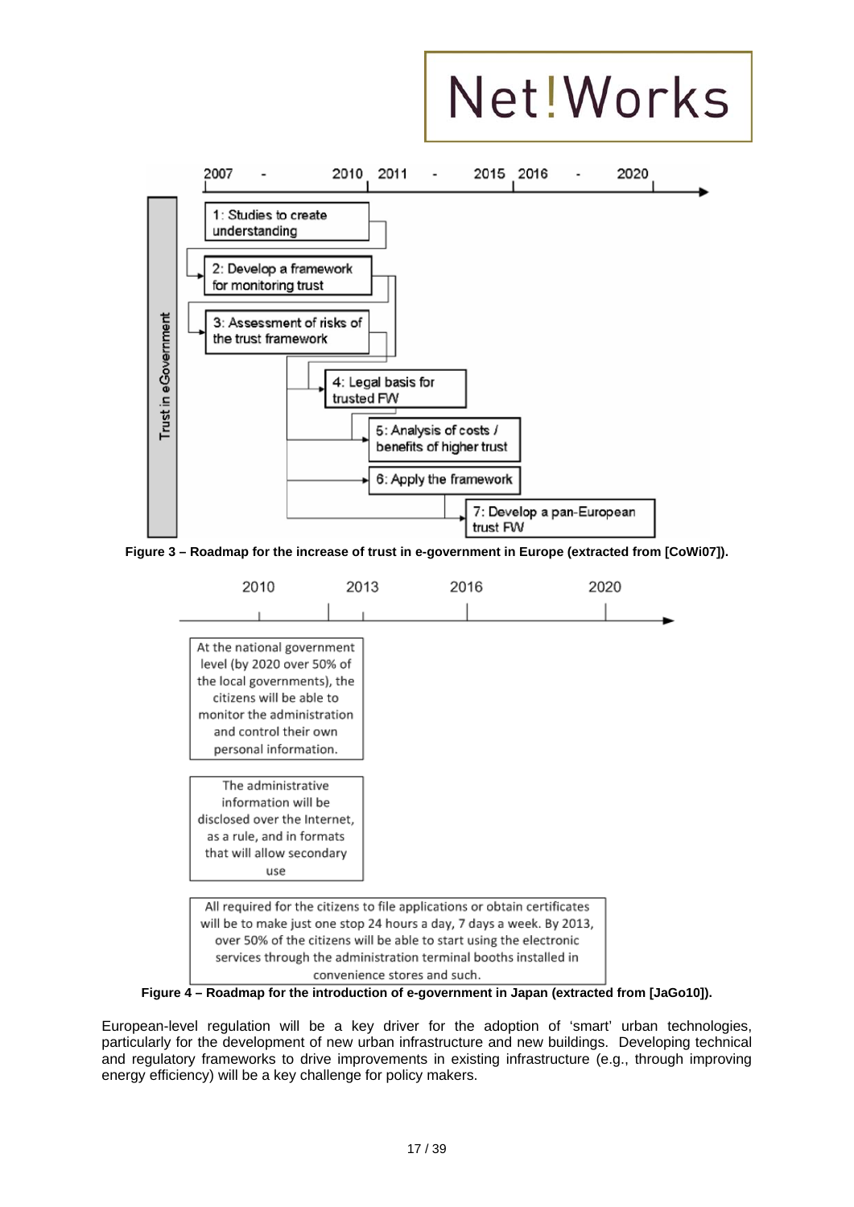2007 - 2010 2011 - 2015 2016 - 2020

Trust in eGovernment

1: Studies to create understanding

2: Develop a framework for monitoring trust

3: Assessment of risks of the trust framework

4: Legal basis for trusted FW

5: Analysis of costs / benefits of higher trust

6: Apply the framework

7: Develop a pan-European trust FW

**Figure 3 – Roadmap for the increase of trust in e-government in Europe (extracted from [CoWi07]).**

2010 2013 2016 2020

At the national government level (by 2020 over 50% of the local governments), the citizens will be able to monitor the administration and control their own personal information.

The administrative information will be disclosed over the Internet, as a rule, and in formats that will allow secondary use

All required for the citizens to file applications or obtain certificates will be to make just one stop 24 hours a day, 7 days a week. By 2013, over 50% of the citizens will be able to start using the electronic services through the administration terminal booths installed in convenience stores and such.

**Figure 4 – Roadmap for the introduction of e-government in Japan (extracted from [JaGo10]).**

European-level regulation will be a key driver for the adoption of 'smart' urban technologies, particularly for the development of new urban infrastructure and new buildings. Developing technical and regulatory frameworks to drive improvements in existing infrastructure (e.g., through improving energy efficiency) will be a key challenge for policy makers.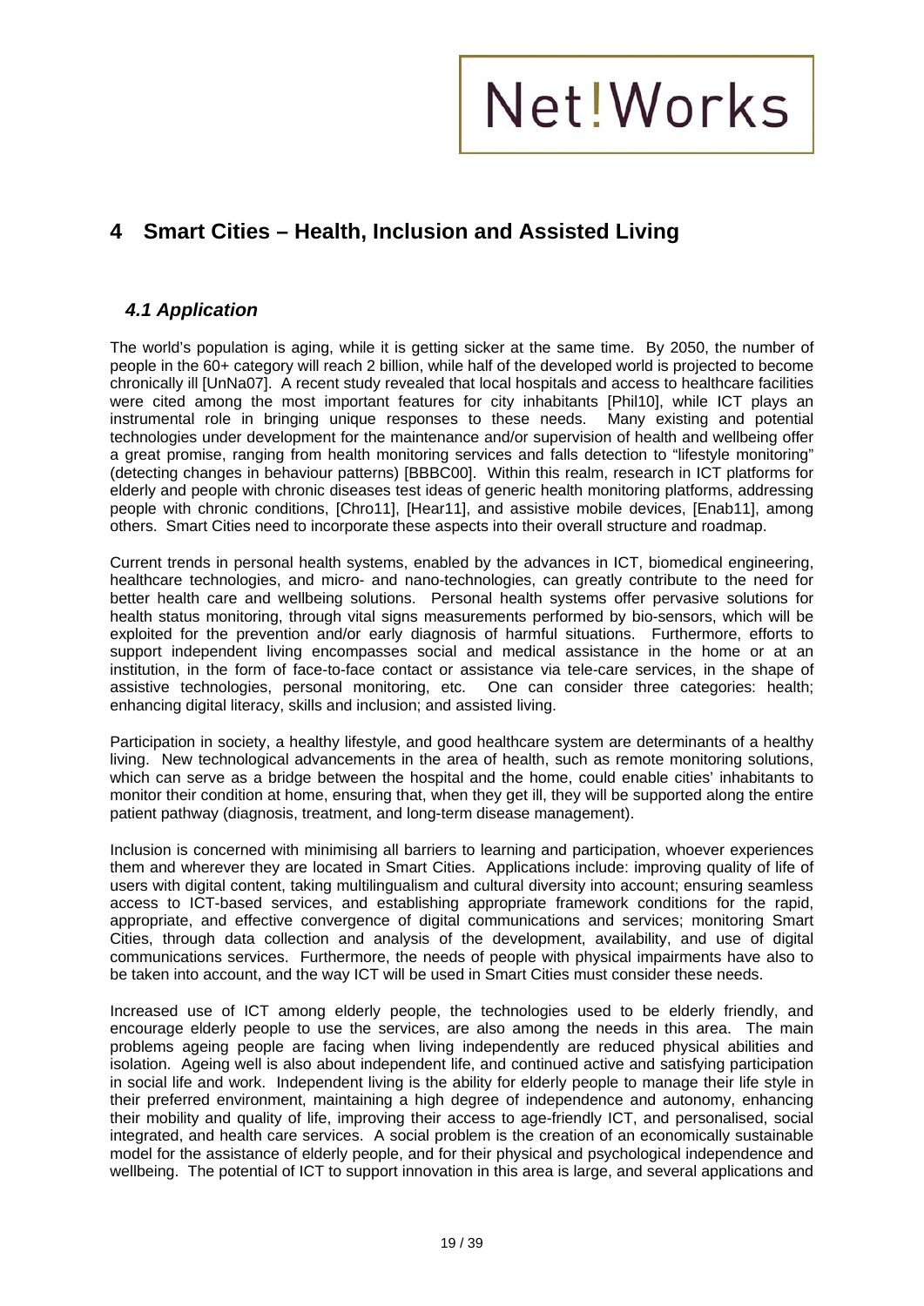# 4 Smart Cities – Health, Inclusion and Assisted Living

## *4.1 Application*

The world's population is aging, while it is getting sicker at the same time. By 2050, the number of people in the 60+ category will reach 2 billion, while half of the developed world is projected to become chronically ill [UnNa07]. A recent study revealed that local hospitals and access to healthcare facilities were cited among the most important features for city inhabitants [Phil10], while ICT plays an instrumental role in bringing unique responses to these needs. Many existing and potential technologies under development for the maintenance and/or supervision of health and wellbeing offer a great promise, ranging from health monitoring services and falls detection to "lifestyle monitoring" (detecting changes in behaviour patterns) [BBBC00]. Within this realm, research in ICT platforms for elderly and people with chronic diseases test ideas of generic health monitoring platforms, addressing people with chronic conditions, [Chro11], [Hear11], and assistive mobile devices, [Enab11], among others. Smart Cities need to incorporate these aspects into their overall structure and roadmap.

Current trends in personal health systems, enabled by the advances in ICT, biomedical engineering, healthcare technologies, and micro- and nano-technologies, can greatly contribute to the need for better health care and wellbeing solutions. Personal health systems offer pervasive solutions for health status monitoring, through vital signs measurements performed by bio-sensors, which will be exploited for the prevention and/or early diagnosis of harmful situations. Furthermore, efforts to support independent living encompasses social and medical assistance in the home or at an institution, in the form of face-to-face contact or assistance via tele-care services, in the shape of assistive technologies, personal monitoring, etc. One can consider three categories: health; enhancing digital literacy, skills and inclusion; and assisted living.

Participation in society, a healthy lifestyle, and good healthcare system are determinants of a healthy living. New technological advancements in the area of health, such as remote monitoring solutions, which can serve as a bridge between the hospital and the home, could enable cities' inhabitants to monitor their condition at home, ensuring that, when they get ill, they will be supported along the entire patient pathway (diagnosis, treatment, and long-term disease management).

Inclusion is concerned with minimising all barriers to learning and participation, whoever experiences them and wherever they are located in Smart Cities. Applications include: improving quality of life of users with digital content, taking multilingualism and cultural diversity into account; ensuring seamless access to ICT-based services, and establishing appropriate framework conditions for the rapid, appropriate, and effective convergence of digital communications and services; monitoring Smart Cities, through data collection and analysis of the development, availability, and use of digital communications services. Furthermore, the needs of people with physical impairments have also to be taken into account, and the way ICT will be used in Smart Cities must consider these needs.

Increased use of ICT among elderly people, the technologies used to be elderly friendly, and encourage elderly people to use the services, are also among the needs in this area. The main problems ageing people are facing when living independently are reduced physical abilities and isolation. Ageing well is also about independent life, and continued active and satisfying participation in social life and work. Independent living is the ability for elderly people to manage their life style in their preferred environment, maintaining a high degree of independence and autonomy, enhancing their mobility and quality of life, improving their access to age-friendly ICT, and personalised, social integrated, and health care services. A social problem is the creation of an economically sustainable model for the assistance of elderly people, and for their physical and psychological independence and wellbeing. The potential of ICT to support innovation in this area is large, and several applications and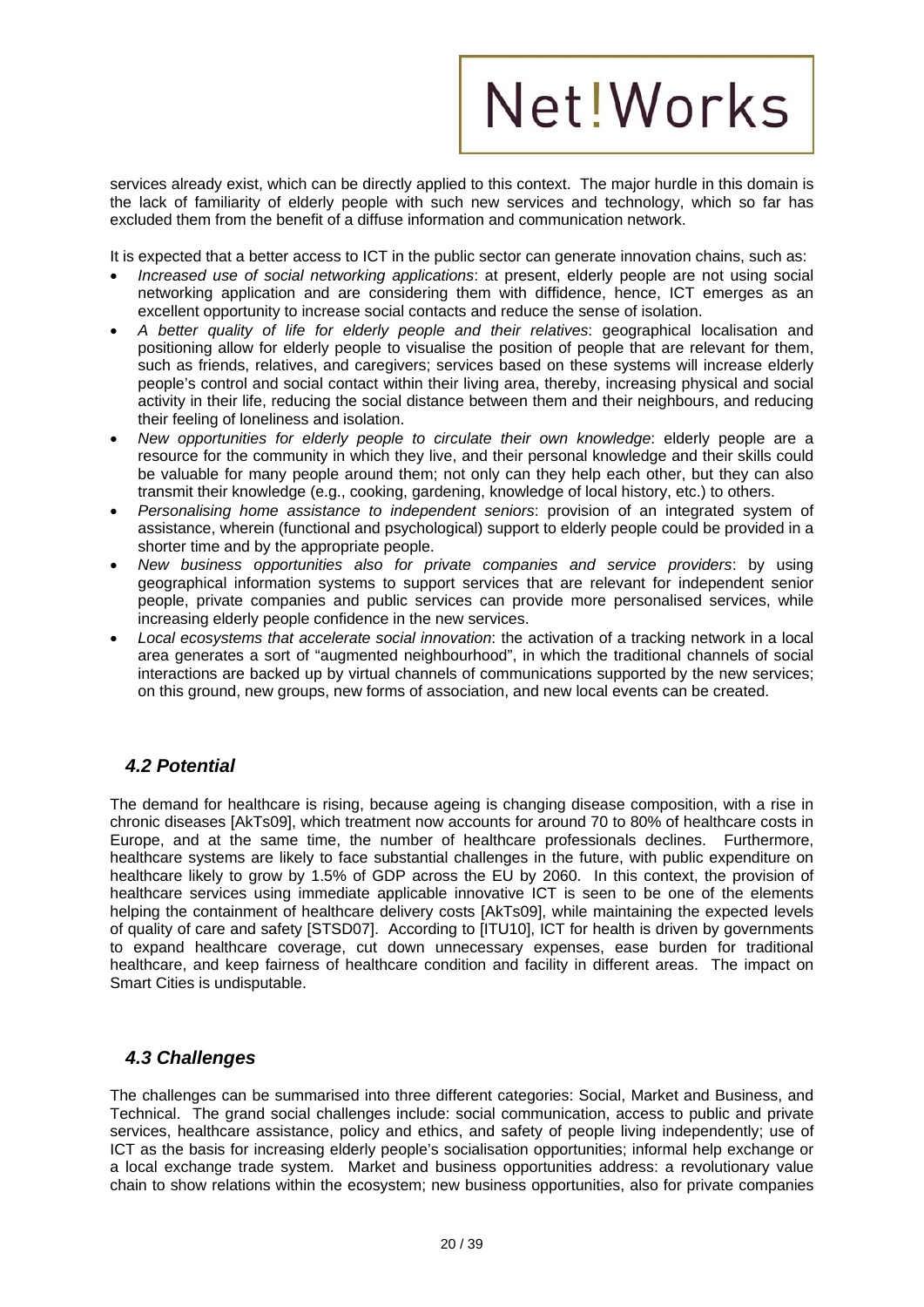services already exist, which can be directly applied to this context. The major hurdle in this domain is the lack of familiarity of elderly people with such new services and technology, which so far has excluded them from the benefit of a diffuse information and communication network.

It is expected that a better access to ICT in the public sector can generate innovation chains, such as:

- *Increased use of social networking applications*: at present, elderly people are not using social networking application and are considering them with diffidence, hence, ICT emerges as an excellent opportunity to increase social contacts and reduce the sense of isolation.
- *A better quality of life for elderly people and their relatives*: geographical localisation and positioning allow for elderly people to visualise the position of people that are relevant for them, such as friends, relatives, and caregivers; services based on these systems will increase elderly people's control and social contact within their living area, thereby, increasing physical and social activity in their life, reducing the social distance between them and their neighbours, and reducing their feeling of loneliness and isolation.
- *New opportunities for elderly people to circulate their own knowledge*: elderly people are a resource for the community in which they live, and their personal knowledge and their skills could be valuable for many people around them; not only can they help each other, but they can also transmit their knowledge (e.g., cooking, gardening, knowledge of local history, etc.) to others.
- *Personalising home assistance to independent seniors*: provision of an integrated system of assistance, wherein (functional and psychological) support to elderly people could be provided in a shorter time and by the appropriate people.
- *New business opportunities also for private companies and service providers*: by using geographical information systems to support services that are relevant for independent senior people, private companies and public services can provide more personalised services, while increasing elderly people confidence in the new services.
- *Local ecosystems that accelerate social innovation*: the activation of a tracking network in a local area generates a sort of "augmented neighbourhood", in which the traditional channels of social interactions are backed up by virtual channels of communications supported by the new services; on this ground, new groups, new forms of association, and new local events can be created.

## *4.2 Potential*

The demand for healthcare is rising, because ageing is changing disease composition, with a rise in chronic diseases [AkTs09], which treatment now accounts for around 70 to 80% of healthcare costs in Europe, and at the same time, the number of healthcare professionals declines. Furthermore, healthcare systems are likely to face substantial challenges in the future, with public expenditure on healthcare likely to grow by 1.5% of GDP across the EU by 2060. In this context, the provision of healthcare services using immediate applicable innovative ICT is seen to be one of the elements helping the containment of healthcare delivery costs [AkTs09], while maintaining the expected levels of quality of care and safety [STSD07]. According to [ITU10], ICT for health is driven by governments to expand healthcare coverage, cut down unnecessary expenses, ease burden for traditional healthcare, and keep fairness of healthcare condition and facility in different areas. The impact on Smart Cities is undisputable.

## *4.3 Challenges*

The challenges can be summarised into three different categories: Social, Market and Business, and Technical. The grand social challenges include: social communication, access to public and private services, healthcare assistance, policy and ethics, and safety of people living independently; use of ICT as the basis for increasing elderly people's socialisation opportunities; informal help exchange or a local exchange trade system. Market and business opportunities address: a revolutionary value chain to show relations within the ecosystem; new business opportunities, also for private companies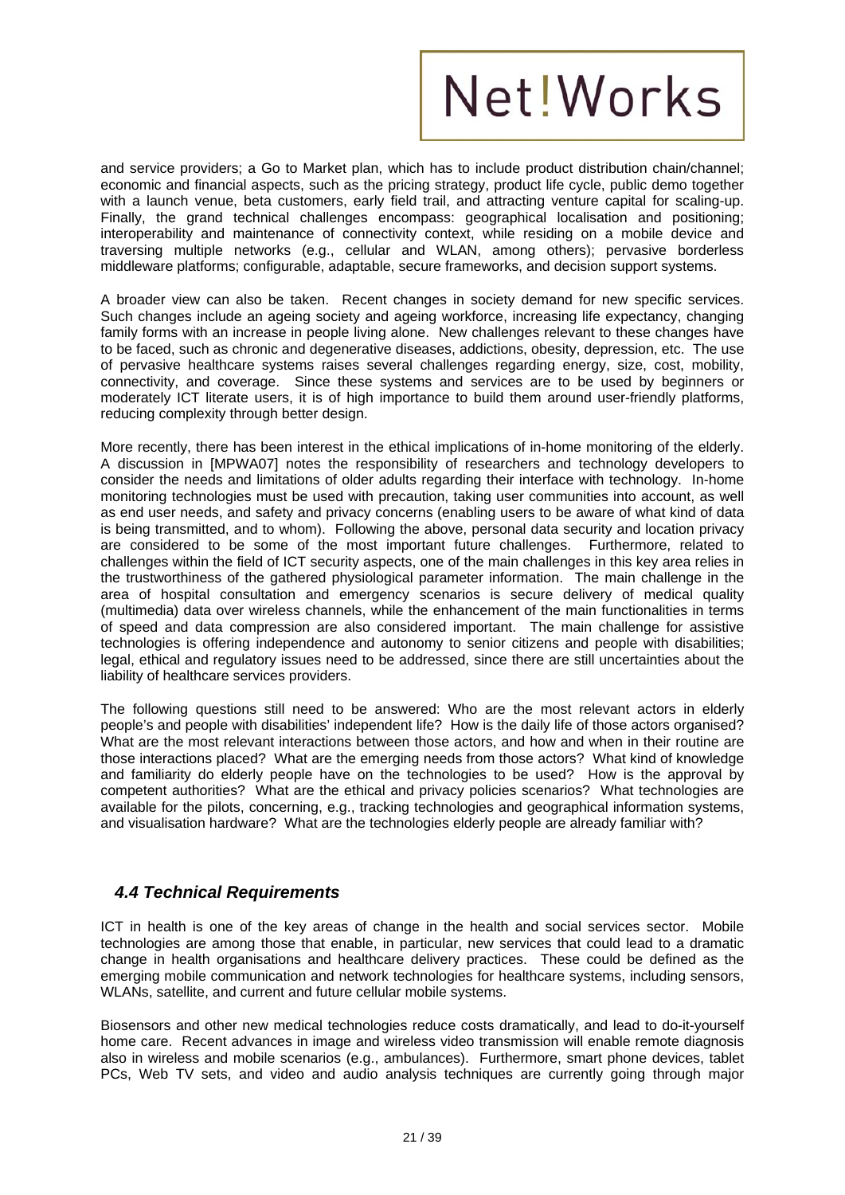and service providers; a Go to Market plan, which has to include product distribution chain/channel; economic and financial aspects, such as the pricing strategy, product life cycle, public demo together with a launch venue, beta customers, early field trail, and attracting venture capital for scaling-up. Finally, the grand technical challenges encompass: geographical localisation and positioning; interoperability and maintenance of connectivity context, while residing on a mobile device and traversing multiple networks (e.g., cellular and WLAN, among others); pervasive borderless middleware platforms; configurable, adaptable, secure frameworks, and decision support systems.

A broader view can also be taken. Recent changes in society demand for new specific services. Such changes include an ageing society and ageing workforce, increasing life expectancy, changing family forms with an increase in people living alone. New challenges relevant to these changes have to be faced, such as chronic and degenerative diseases, addictions, obesity, depression, etc. The use of pervasive healthcare systems raises several challenges regarding energy, size, cost, mobility, connectivity, and coverage. Since these systems and services are to be used by beginners or moderately ICT literate users, it is of high importance to build them around user-friendly platforms, reducing complexity through better design.

More recently, there has been interest in the ethical implications of in-home monitoring of the elderly. A discussion in [MPWA07] notes the responsibility of researchers and technology developers to consider the needs and limitations of older adults regarding their interface with technology. In-home monitoring technologies must be used with precaution, taking user communities into account, as well as end user needs, and safety and privacy concerns (enabling users to be aware of what kind of data is being transmitted, and to whom). Following the above, personal data security and location privacy are considered to be some of the most important future challenges. Furthermore, related to challenges within the field of ICT security aspects, one of the main challenges in this key area relies in the trustworthiness of the gathered physiological parameter information. The main challenge in the area of hospital consultation and emergency scenarios is secure delivery of medical quality (multimedia) data over wireless channels, while the enhancement of the main functionalities in terms of speed and data compression are also considered important. The main challenge for assistive technologies is offering independence and autonomy to senior citizens and people with disabilities; legal, ethical and regulatory issues need to be addressed, since there are still uncertainties about the liability of healthcare services providers.

The following questions still need to be answered: Who are the most relevant actors in elderly people's and people with disabilities' independent life? How is the daily life of those actors organised? What are the most relevant interactions between those actors, and how and when in their routine are those interactions placed? What are the emerging needs from those actors? What kind of knowledge and familiarity do elderly people have on the technologies to be used? How is the approval by competent authorities? What are the ethical and privacy policies scenarios? What technologies are available for the pilots, concerning, e.g., tracking technologies and geographical information systems, and visualisation hardware? What are the technologies elderly people are already familiar with?

## *4.4 Technical Requirements*

ICT in health is one of the key areas of change in the health and social services sector. Mobile technologies are among those that enable, in particular, new services that could lead to a dramatic change in health organisations and healthcare delivery practices. These could be defined as the emerging mobile communication and network technologies for healthcare systems, including sensors, WLANs, satellite, and current and future cellular mobile systems.

Biosensors and other new medical technologies reduce costs dramatically, and lead to do-it-yourself home care. Recent advances in image and wireless video transmission will enable remote diagnosis also in wireless and mobile scenarios (e.g., ambulances). Furthermore, smart phone devices, tablet PCs, Web TV sets, and video and audio analysis techniques are currently going through major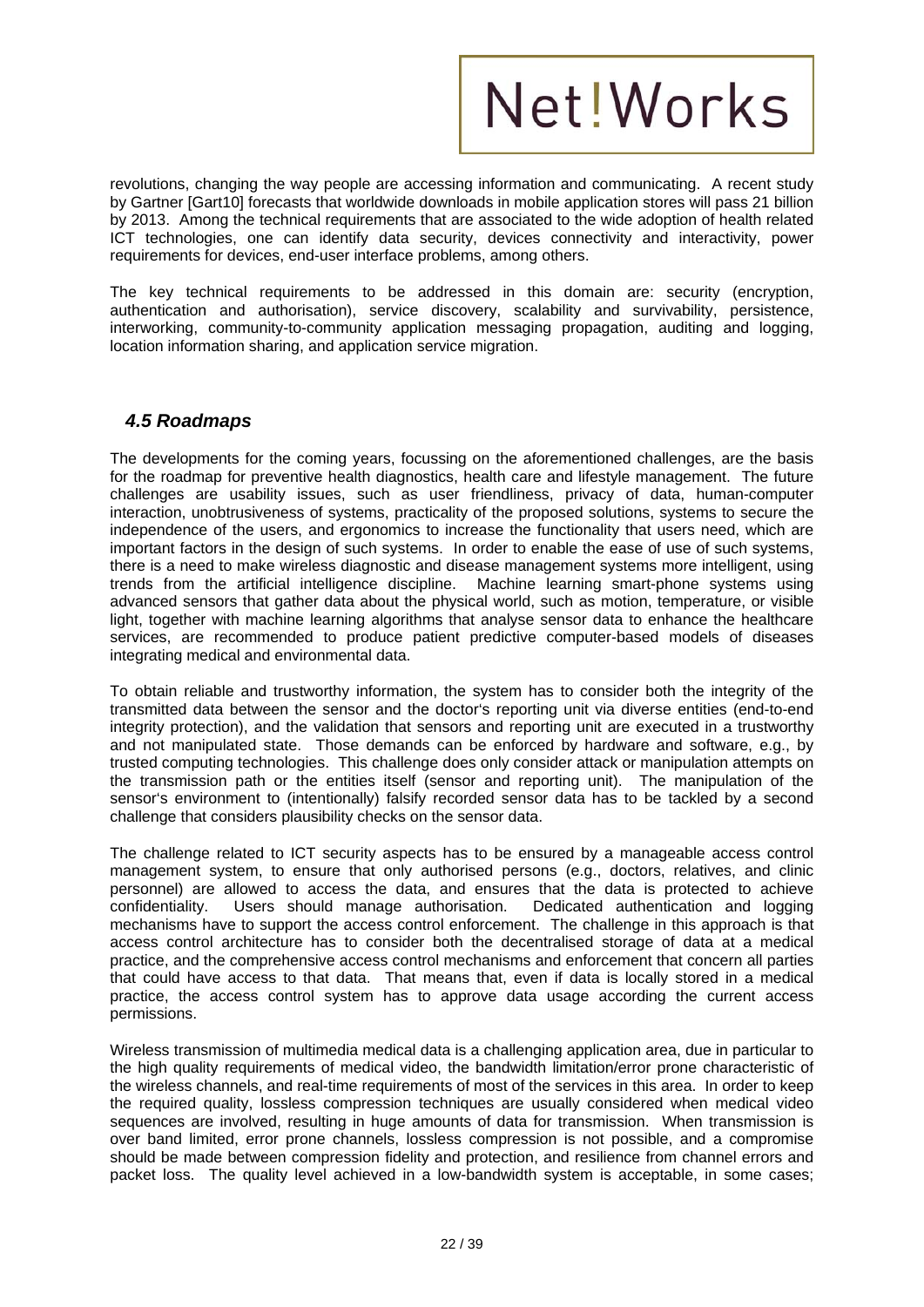revolutions, changing the way people are accessing information and communicating. A recent study by Gartner [Gart10] forecasts that worldwide downloads in mobile application stores will pass 21 billion by 2013. Among the technical requirements that are associated to the wide adoption of health related ICT technologies, one can identify data security, devices connectivity and interactivity, power requirements for devices, end-user interface problems, among others.

The key technical requirements to be addressed in this domain are: security (encryption, authentication and authorisation), service discovery, scalability and survivability, persistence, interworking, community-to-community application messaging propagation, auditing and logging, location information sharing, and application service migration.

### *4.5 Roadmaps*

The developments for the coming years, focussing on the aforementioned challenges, are the basis for the roadmap for preventive health diagnostics, health care and lifestyle management. The future challenges are usability issues, such as user friendliness, privacy of data, human-computer interaction, unobtrusiveness of systems, practicality of the proposed solutions, systems to secure the independence of the users, and ergonomics to increase the functionality that users need, which are important factors in the design of such systems. In order to enable the ease of use of such systems, there is a need to make wireless diagnostic and disease management systems more intelligent, using trends from the artificial intelligence discipline. Machine learning smart-phone systems using advanced sensors that gather data about the physical world, such as motion, temperature, or visible light, together with machine learning algorithms that analyse sensor data to enhance the healthcare services, are recommended to produce patient predictive computer-based models of diseases integrating medical and environmental data.

To obtain reliable and trustworthy information, the system has to consider both the integrity of the transmitted data between the sensor and the doctor's reporting unit via diverse entities (end-to-end integrity protection), and the validation that sensors and reporting unit are executed in a trustworthy and not manipulated state. Those demands can be enforced by hardware and software, e.g., by trusted computing technologies. This challenge does only consider attack or manipulation attempts on the transmission path or the entities itself (sensor and reporting unit). The manipulation of the sensor's environment to (intentionally) falsify recorded sensor data has to be tackled by a second challenge that considers plausibility checks on the sensor data.

The challenge related to ICT security aspects has to be ensured by a manageable access control management system, to ensure that only authorised persons (e.g., doctors, relatives, and clinic personnel) are allowed to access the data, and ensures that the data is protected to achieve confidentiality. Users should manage authorisation. Dedicated authentication and logging mechanisms have to support the access control enforcement. The challenge in this approach is that access control architecture has to consider both the decentralised storage of data at a medical practice, and the comprehensive access control mechanisms and enforcement that concern all parties that could have access to that data. That means that, even if data is locally stored in a medical practice, the access control system has to approve data usage according the current access permissions.

Wireless transmission of multimedia medical data is a challenging application area, due in particular to the high quality requirements of medical video, the bandwidth limitation/error prone characteristic of the wireless channels, and real-time requirements of most of the services in this area. In order to keep the required quality, lossless compression techniques are usually considered when medical video sequences are involved, resulting in huge amounts of data for transmission. When transmission is over band limited, error prone channels, lossless compression is not possible, and a compromise should be made between compression fidelity and protection, and resilience from channel errors and packet loss. The quality level achieved in a low-bandwidth system is acceptable, in some cases;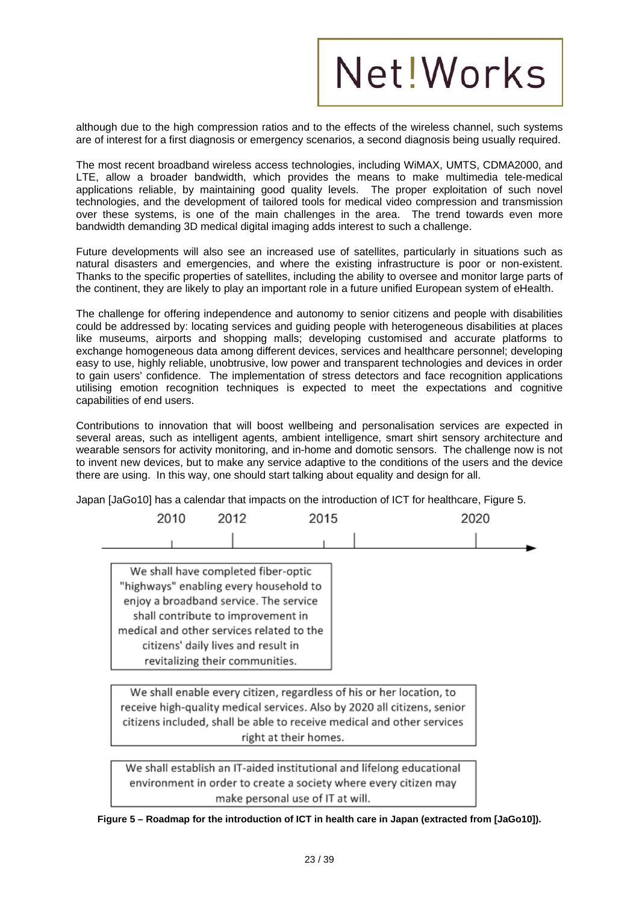although due to the high compression ratios and to the effects of the wireless channel, such systems are of interest for a first diagnosis or emergency scenarios, a second diagnosis being usually required.

The most recent broadband wireless access technologies, including WiMAX, UMTS, CDMA2000, and LTE, allow a broader bandwidth, which provides the means to make multimedia tele-medical applications reliable, by maintaining good quality levels. The proper exploitation of such novel technologies, and the development of tailored tools for medical video compression and transmission over these systems, is one of the main challenges in the area. The trend towards even more bandwidth demanding 3D medical digital imaging adds interest to such a challenge.

Future developments will also see an increased use of satellites, particularly in situations such as natural disasters and emergencies, and where the existing infrastructure is poor or non-existent. Thanks to the specific properties of satellites, including the ability to oversee and monitor large parts of the continent, they are likely to play an important role in a future unified European system of eHealth.

The challenge for offering independence and autonomy to senior citizens and people with disabilities could be addressed by: locating services and guiding people with heterogeneous disabilities at places like museums, airports and shopping malls; developing customised and accurate platforms to exchange homogeneous data among different devices, services and healthcare personnel; developing easy to use, highly reliable, unobtrusive, low power and transparent technologies and devices in order to gain users' confidence. The implementation of stress detectors and face recognition applications utilising emotion recognition techniques is expected to meet the expectations and cognitive capabilities of end users.

Contributions to innovation that will boost wellbeing and personalisation services are expected in several areas, such as intelligent agents, ambient intelligence, smart shirt sensory architecture and wearable sensors for activity monitoring, and in-home and domotic sensors. The challenge now is not to invent new devices, but to make any service adaptive to the conditions of the users and the device there are using. In this way, one should start talking about equality and design for all.

Japan [JaGo10] has a calendar that impacts on the introduction of ICT for healthcare, Figure 5.

2010 — 2012 — 2015 — 2020

We shall have completed fiber-optic "highways" enabling every household to enjoy a broadband service. The service shall contribute to improvement in medical and other services related to the citizens' daily lives and result in revitalizing their communities.

We shall enable every citizen, regardless of his or her location, to receive high-quality medical services. Also by 2020 all citizens, senior citizens included, shall be able to receive medical and other services right at their homes.

We shall establish an IT-aided institutional and lifelong educational environment in order to create a society where every citizen may make personal use of IT at will.

**Figure 5 – Roadmap for the introduction of ICT in health care in Japan (extracted from [JaGo10]).**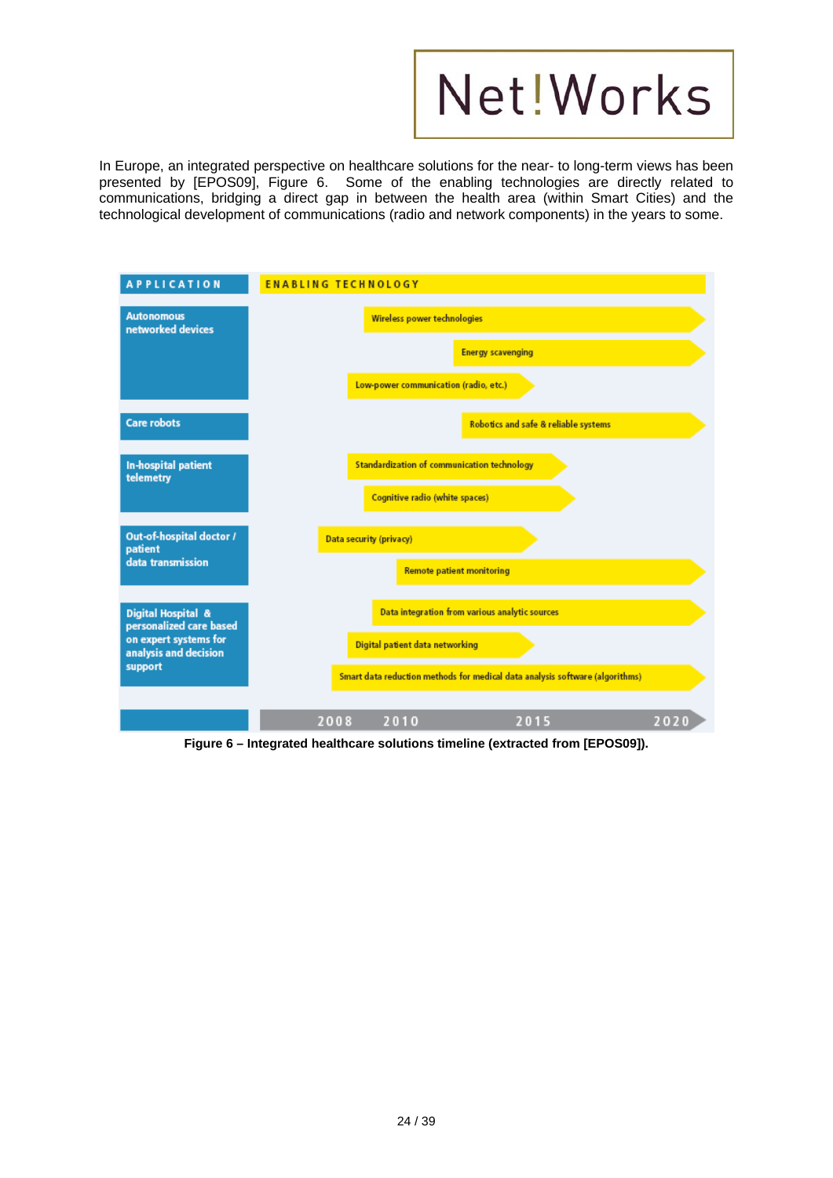In Europe, an integrated perspective on healthcare solutions for the near- to long-term views has been presented by [EPOS09], Figure 6. Some of the enabling technologies are directly related to communications, bridging a direct gap in between the health area (within Smart Cities) and the technological development of communications (radio and network components) in the years to some.

| APPLICATION | ENABLING TECHNOLOGY |
|---|---|
| Autonomous networked devices | Wireless power technologies |
| | Energy scavenging |
| | Low-power communication (radio, etc.) |
| Care robots | Robotics and safe & reliable systems |
| In-hospital patient telemetry | Standardization of communication technology |
| | Cognitive radio (white spaces) |
| Out-of-hospital doctor / patient data transmission | Data security (privacy) |
| | Remote patient monitoring |
| Digital Hospital & personalized care based on expert systems for analysis and decision support | Data integration from various analytic sources |
| | Digital patient data networking |
| | Smart data reduction methods for medical data analysis software (algorithms) |
| | 2008 2010 2015 2020 |

**Figure 6 – Integrated healthcare solutions timeline (extracted from [EPOS09]).**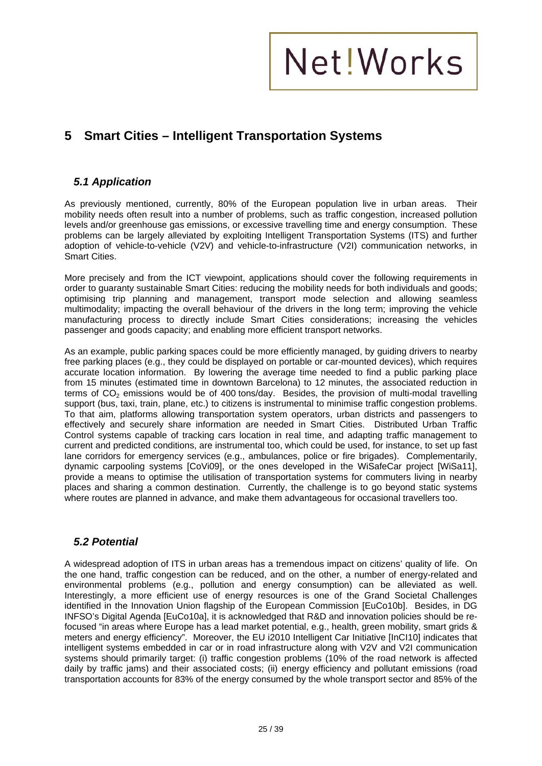# 5 Smart Cities – Intelligent Transportation Systems

## 5.1 Application

As previously mentioned, currently, 80% of the European population live in urban areas. Their mobility needs often result into a number of problems, such as traffic congestion, increased pollution levels and/or greenhouse gas emissions, or excessive travelling time and energy consumption. These problems can be largely alleviated by exploiting Intelligent Transportation Systems (ITS) and further adoption of vehicle-to-vehicle (V2V) and vehicle-to-infrastructure (V2I) communication networks, in Smart Cities.

More precisely and from the ICT viewpoint, applications should cover the following requirements in order to guaranty sustainable Smart Cities: reducing the mobility needs for both individuals and goods; optimising trip planning and management, transport mode selection and allowing seamless multimodality; impacting the overall behaviour of the drivers in the long term; improving the vehicle manufacturing process to directly include Smart Cities considerations; increasing the vehicles passenger and goods capacity; and enabling more efficient transport networks.

As an example, public parking spaces could be more efficiently managed, by guiding drivers to nearby free parking places (e.g., they could be displayed on portable or car-mounted devices), which requires accurate location information. By lowering the average time needed to find a public parking place from 15 minutes (estimated time in downtown Barcelona) to 12 minutes, the associated reduction in terms of $CO_2$ emissions would be of 400 tons/day. Besides, the provision of multi-modal travelling support (bus, taxi, train, plane, etc.) to citizens is instrumental to minimise traffic congestion problems. To that aim, platforms allowing transportation system operators, urban districts and passengers to effectively and securely share information are needed in Smart Cities. Distributed Urban Traffic Control systems capable of tracking cars location in real time, and adapting traffic management to current and predicted conditions, are instrumental too, which could be used, for instance, to set up fast lane corridors for emergency services (e.g., ambulances, police or fire brigades). Complementarily, dynamic carpooling systems [CoVi09], or the ones developed in the WiSafeCar project [WiSa11], provide a means to optimise the utilisation of transportation systems for commuters living in nearby places and sharing a common destination. Currently, the challenge is to go beyond static systems where routes are planned in advance, and make them advantageous for occasional travellers too.

## 5.2 Potential

A widespread adoption of ITS in urban areas has a tremendous impact on citizens' quality of life. On the one hand, traffic congestion can be reduced, and on the other, a number of energy-related and environmental problems (e.g., pollution and energy consumption) can be alleviated as well. Interestingly, a more efficient use of energy resources is one of the Grand Societal Challenges identified in the Innovation Union flagship of the European Commission [EuCo10b]. Besides, in DG INFSO's Digital Agenda [EuCo10a], it is acknowledged that R&D and innovation policies should be re-focused "in areas where Europe has a lead market potential, e.g., health, green mobility, smart grids & meters and energy efficiency". Moreover, the EU i2010 Intelligent Car Initiative [InCI10] indicates that intelligent systems embedded in car or in road infrastructure along with V2V and V2I communication systems should primarily target: (i) traffic congestion problems (10% of the road network is affected daily by traffic jams) and their associated costs; (ii) energy efficiency and pollutant emissions (road transportation accounts for 83% of the energy consumed by the whole transport sector and 85% of the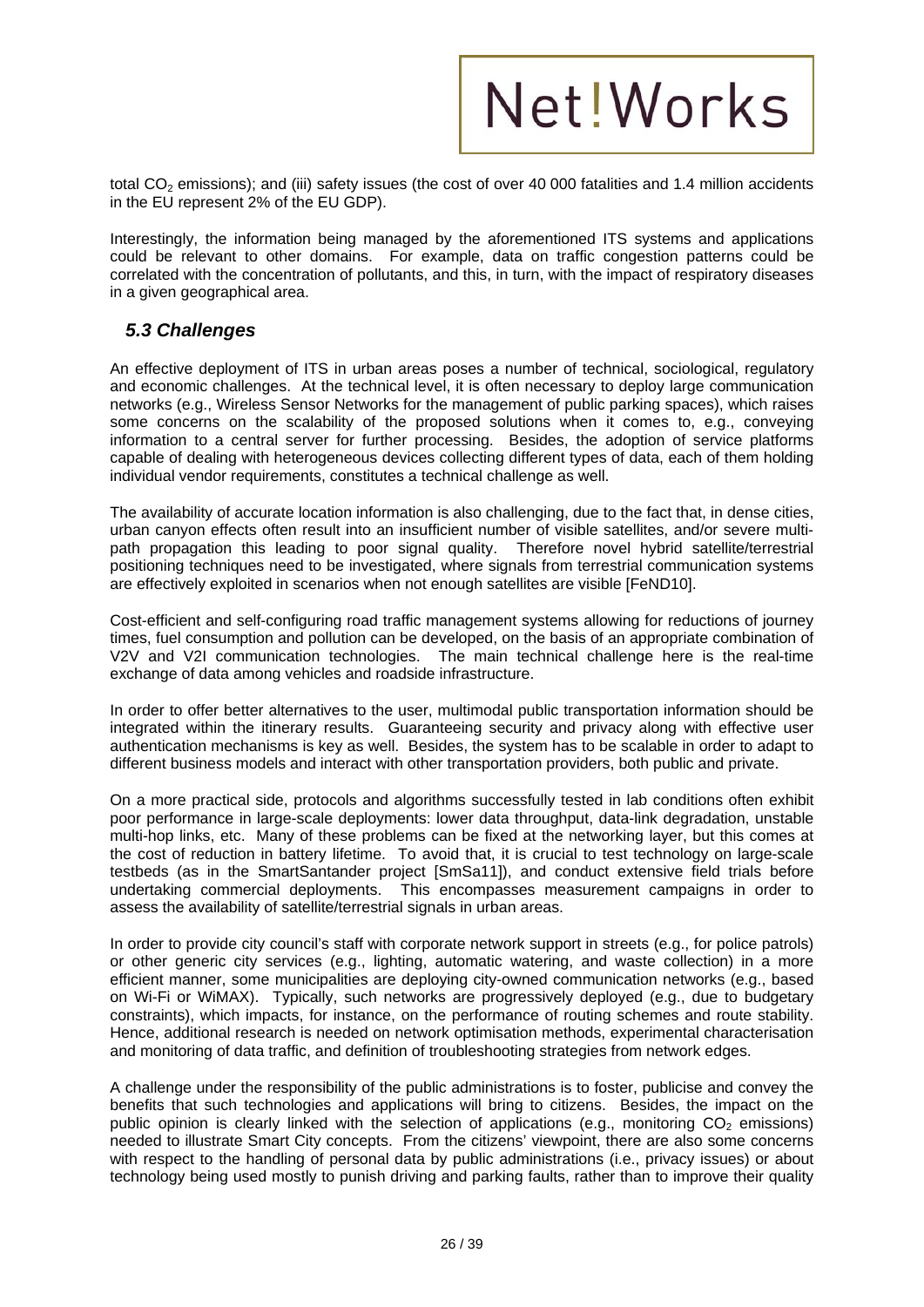total $CO_2$ emissions); and (iii) safety issues (the cost of over 40 000 fatalities and 1.4 million accidents in the EU represent 2% of the EU GDP).

Interestingly, the information being managed by the aforementioned ITS systems and applications could be relevant to other domains. For example, data on traffic congestion patterns could be correlated with the concentration of pollutants, and this, in turn, with the impact of respiratory diseases in a given geographical area.

## *5.3 Challenges*

An effective deployment of ITS in urban areas poses a number of technical, sociological, regulatory and economic challenges. At the technical level, it is often necessary to deploy large communication networks (e.g., Wireless Sensor Networks for the management of public parking spaces), which raises some concerns on the scalability of the proposed solutions when it comes to, e.g., conveying information to a central server for further processing. Besides, the adoption of service platforms capable of dealing with heterogeneous devices collecting different types of data, each of them holding individual vendor requirements, constitutes a technical challenge as well.

The availability of accurate location information is also challenging, due to the fact that, in dense cities, urban canyon effects often result into an insufficient number of visible satellites, and/or severe multi-path propagation this leading to poor signal quality. Therefore novel hybrid satellite/terrestrial positioning techniques need to be investigated, where signals from terrestrial communication systems are effectively exploited in scenarios when not enough satellites are visible [FeND10].

Cost-efficient and self-configuring road traffic management systems allowing for reductions of journey times, fuel consumption and pollution can be developed, on the basis of an appropriate combination of V2V and V2I communication technologies. The main technical challenge here is the real-time exchange of data among vehicles and roadside infrastructure.

In order to offer better alternatives to the user, multimodal public transportation information should be integrated within the itinerary results. Guaranteeing security and privacy along with effective user authentication mechanisms is key as well. Besides, the system has to be scalable in order to adapt to different business models and interact with other transportation providers, both public and private.

On a more practical side, protocols and algorithms successfully tested in lab conditions often exhibit poor performance in large-scale deployments: lower data throughput, data-link degradation, unstable multi-hop links, etc. Many of these problems can be fixed at the networking layer, but this comes at the cost of reduction in battery lifetime. To avoid that, it is crucial to test technology on large-scale testbeds (as in the SmartSantander project [SmSa11]), and conduct extensive field trials before undertaking commercial deployments. This encompasses measurement campaigns in order to assess the availability of satellite/terrestrial signals in urban areas.

In order to provide city council's staff with corporate network support in streets (e.g., for police patrols) or other generic city services (e.g., lighting, automatic watering, and waste collection) in a more efficient manner, some municipalities are deploying city-owned communication networks (e.g., based on Wi-Fi or WiMAX). Typically, such networks are progressively deployed (e.g., due to budgetary constraints), which impacts, for instance, on the performance of routing schemes and route stability. Hence, additional research is needed on network optimisation methods, experimental characterisation and monitoring of data traffic, and definition of troubleshooting strategies from network edges.

A challenge under the responsibility of the public administrations is to foster, publicise and convey the benefits that such technologies and applications will bring to citizens. Besides, the impact on the public opinion is clearly linked with the selection of applications (e.g., monitoring $CO_2$ emissions) needed to illustrate Smart City concepts. From the citizens' viewpoint, there are also some concerns with respect to the handling of personal data by public administrations (i.e., privacy issues) or about technology being used mostly to punish driving and parking faults, rather than to improve their quality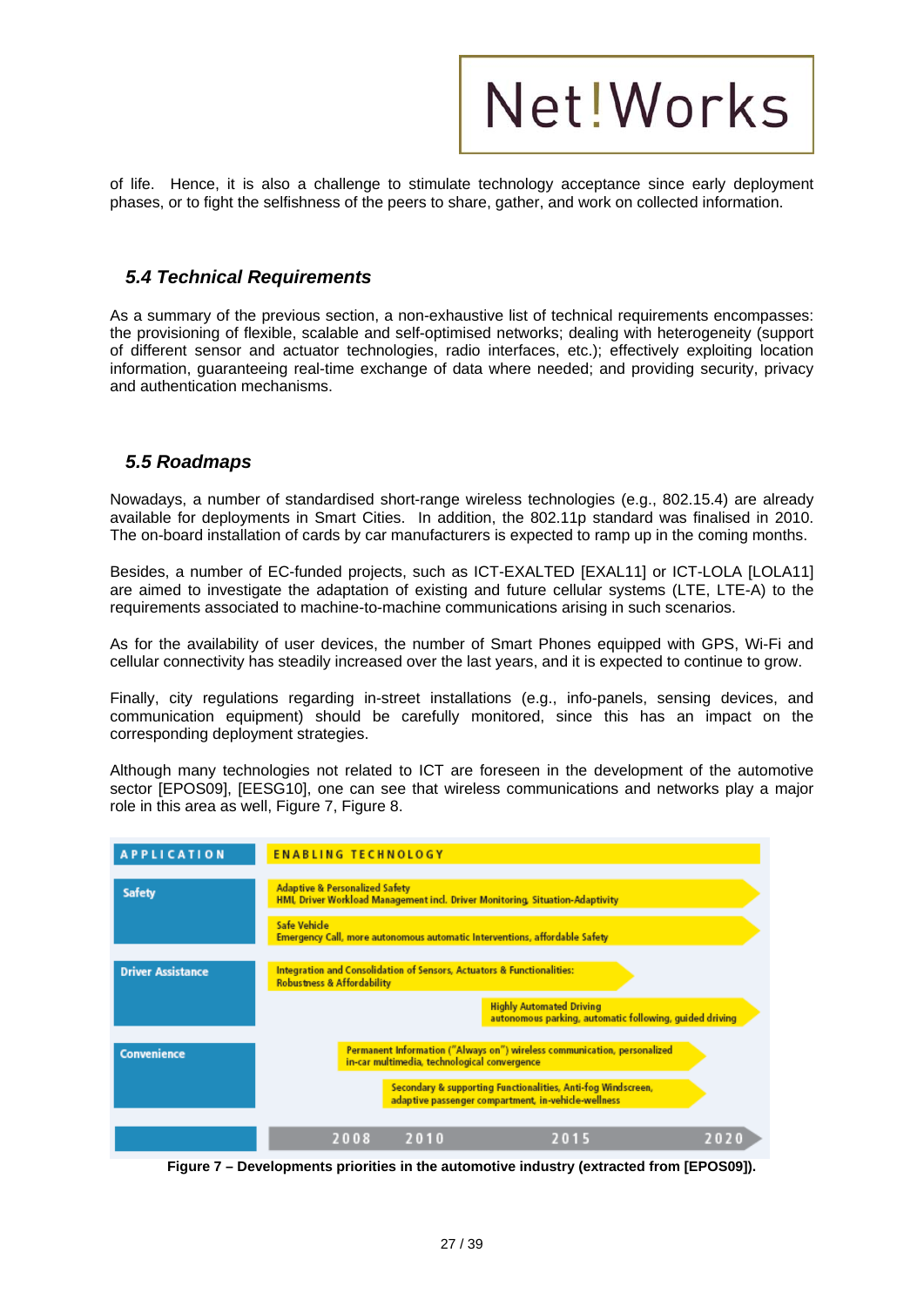of life. Hence, it is also a challenge to stimulate technology acceptance since early deployment phases, or to fight the selfishness of the peers to share, gather, and work on collected information.

## *5.4 Technical Requirements*

As a summary of the previous section, a non-exhaustive list of technical requirements encompasses: the provisioning of flexible, scalable and self-optimised networks; dealing with heterogeneity (support of different sensor and actuator technologies, radio interfaces, etc.); effectively exploiting location information, guaranteeing real-time exchange of data where needed; and providing security, privacy and authentication mechanisms.

## *5.5 Roadmaps*

Nowadays, a number of standardised short-range wireless technologies (e.g., 802.15.4) are already available for deployments in Smart Cities. In addition, the 802.11p standard was finalised in 2010. The on-board installation of cards by car manufacturers is expected to ramp up in the coming months.

Besides, a number of EC-funded projects, such as ICT-EXALTED [EXAL11] or ICT-LOLA [LOLA11] are aimed to investigate the adaptation of existing and future cellular systems (LTE, LTE-A) to the requirements associated to machine-to-machine communications arising in such scenarios.

As for the availability of user devices, the number of Smart Phones equipped with GPS, Wi-Fi and cellular connectivity has steadily increased over the last years, and it is expected to continue to grow.

Finally, city regulations regarding in-street installations (e.g., info-panels, sensing devices, and communication equipment) should be carefully monitored, since this has an impact on the corresponding deployment strategies.

Although many technologies not related to ICT are foreseen in the development of the automotive sector [EPOS09], [EESG10], one can see that wireless communications and networks play a major role in this area as well, Figure 7, Figure 8.

| APPLICATION | ENABLING TECHNOLOGY |
|---|---|
| Safety | Adaptive & Personalized Safety<br>HMI, Driver Workload Management incl. Driver Monitoring, Situation-Adaptivity |
| | Safe Vehicle<br>Emergency Call, more autonomous automatic Interventions, affordable Safety |
| Driver Assistance | Integration and Consolidation of Sensors, Actuators & Functionalities:<br>Robustness & Affordability |
| | Highly Automated Driving<br>autonomous parking, automatic following, guided driving |
| Convenience | Permanent Information ("Always on") wireless communication, personalized in-car multimedia, technological convergence |
| | Secondary & supporting Functionalities, Anti-fog Windscreen, adaptive passenger compartment, in-vehicle-wellness |
| | 2008 2010 2015 2020 |

**Figure 7 – Developments priorities in the automotive industry (extracted from [EPOS09]).**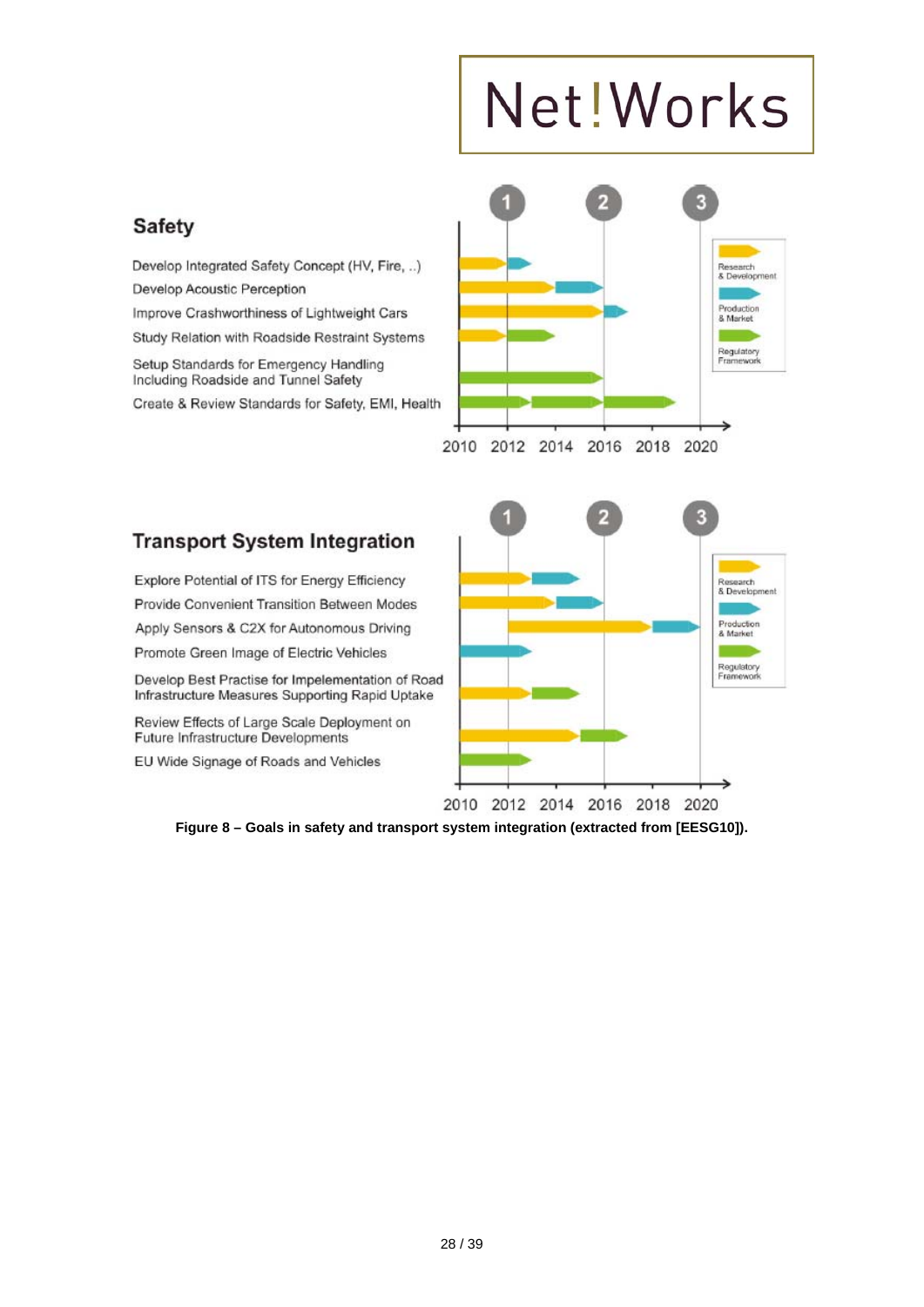## Safety

Develop Integrated Safety Concept (HV, Fire, ..)

Develop Acoustic Perception

Improve Crashworthiness of Lightweight Cars

Study Relation with Roadside Restraint Systems

Setup Standards for Emergency Handling Including Roadside and Tunnel Safety

Create & Review Standards for Safety, EMI, Health

Research & Development | Production & Market | Regulatory Framework

2010 2012 2014 2016 2018 2020

## Transport System Integration

Explore Potential of ITS for Energy Efficiency

Provide Convenient Transition Between Modes

Apply Sensors & C2X for Autonomous Driving

Promote Green Image of Electric Vehicles

Develop Best Practise for Impelementation of Road Infrastructure Measures Supporting Rapid Uptake

Review Effects of Large Scale Deployment on Future Infrastructure Developments

EU Wide Signage of Roads and Vehicles

Research & Development | Production & Market | Regulatory Framework

2010 2012 2014 2016 2018 2020

**Figure 8 – Goals in safety and transport system integration (extracted from [EESG10]).**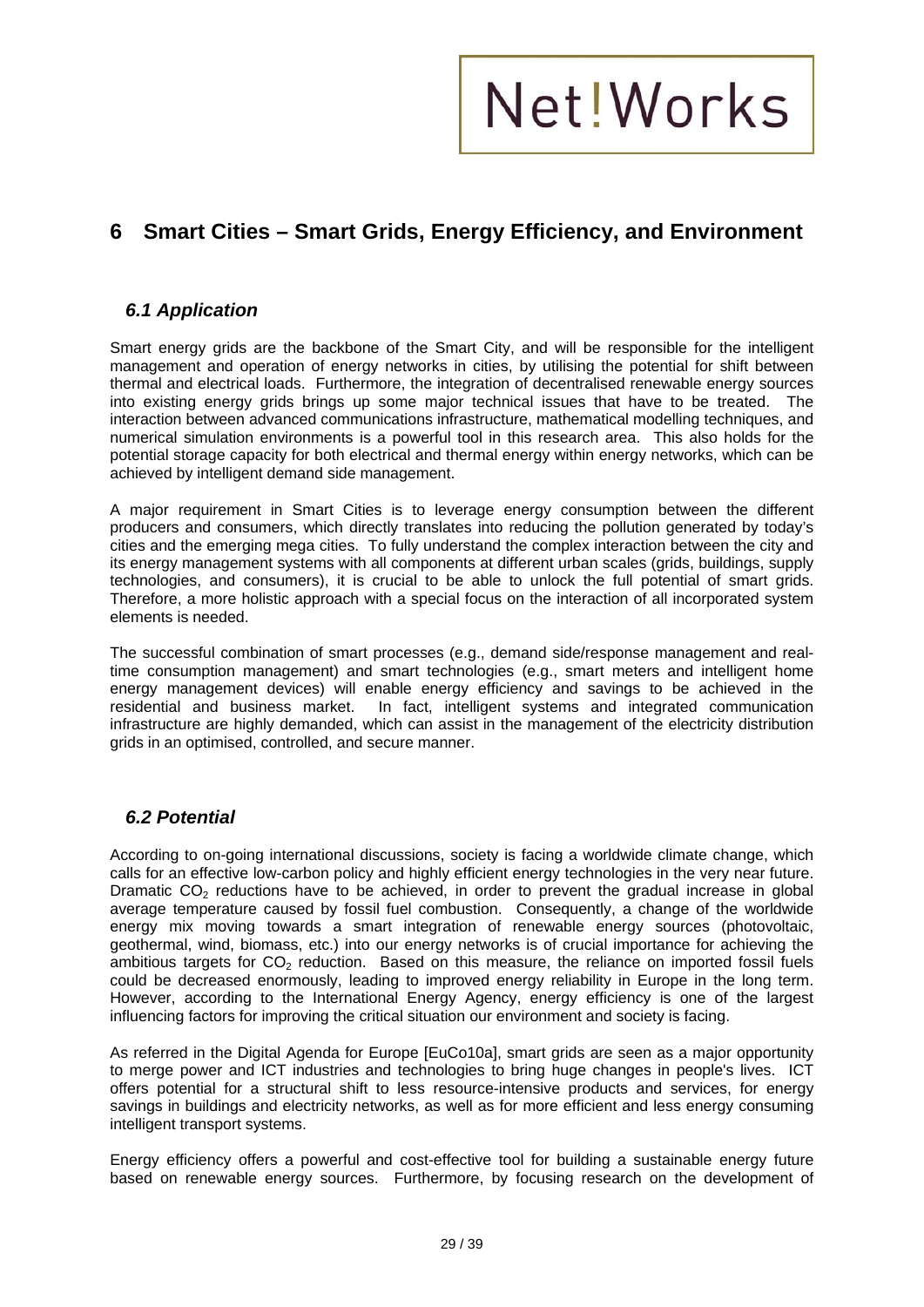# 6 Smart Cities – Smart Grids, Energy Efficiency, and Environment

## 6.1 Application

Smart energy grids are the backbone of the Smart City, and will be responsible for the intelligent management and operation of energy networks in cities, by utilising the potential for shift between thermal and electrical loads. Furthermore, the integration of decentralised renewable energy sources into existing energy grids brings up some major technical issues that have to be treated. The interaction between advanced communications infrastructure, mathematical modelling techniques, and numerical simulation environments is a powerful tool in this research area. This also holds for the potential storage capacity for both electrical and thermal energy within energy networks, which can be achieved by intelligent demand side management.

A major requirement in Smart Cities is to leverage energy consumption between the different producers and consumers, which directly translates into reducing the pollution generated by today's cities and the emerging mega cities. To fully understand the complex interaction between the city and its energy management systems with all components at different urban scales (grids, buildings, supply technologies, and consumers), it is crucial to be able to unlock the full potential of smart grids. Therefore, a more holistic approach with a special focus on the interaction of all incorporated system elements is needed.

The successful combination of smart processes (e.g., demand side/response management and real-time consumption management) and smart technologies (e.g., smart meters and intelligent home energy management devices) will enable energy efficiency and savings to be achieved in the residential and business market. In fact, intelligent systems and integrated communication infrastructure are highly demanded, which can assist in the management of the electricity distribution grids in an optimised, controlled, and secure manner.

## 6.2 Potential

According to on-going international discussions, society is facing a worldwide climate change, which calls for an effective low-carbon policy and highly efficient energy technologies in the very near future. Dramatic $CO_2$ reductions have to be achieved, in order to prevent the gradual increase in global average temperature caused by fossil fuel combustion. Consequently, a change of the worldwide energy mix moving towards a smart integration of renewable energy sources (photovoltaic, geothermal, wind, biomass, etc.) into our energy networks is of crucial importance for achieving the ambitious targets for $CO_2$ reduction. Based on this measure, the reliance on imported fossil fuels could be decreased enormously, leading to improved energy reliability in Europe in the long term. However, according to the International Energy Agency, energy efficiency is one of the largest influencing factors for improving the critical situation our environment and society is facing.

As referred in the Digital Agenda for Europe [EuCo10a], smart grids are seen as a major opportunity to merge power and ICT industries and technologies to bring huge changes in people's lives. ICT offers potential for a structural shift to less resource-intensive products and services, for energy savings in buildings and electricity networks, as well as for more efficient and less energy consuming intelligent transport systems.

Energy efficiency offers a powerful and cost-effective tool for building a sustainable energy future based on renewable energy sources. Furthermore, by focusing research on the development of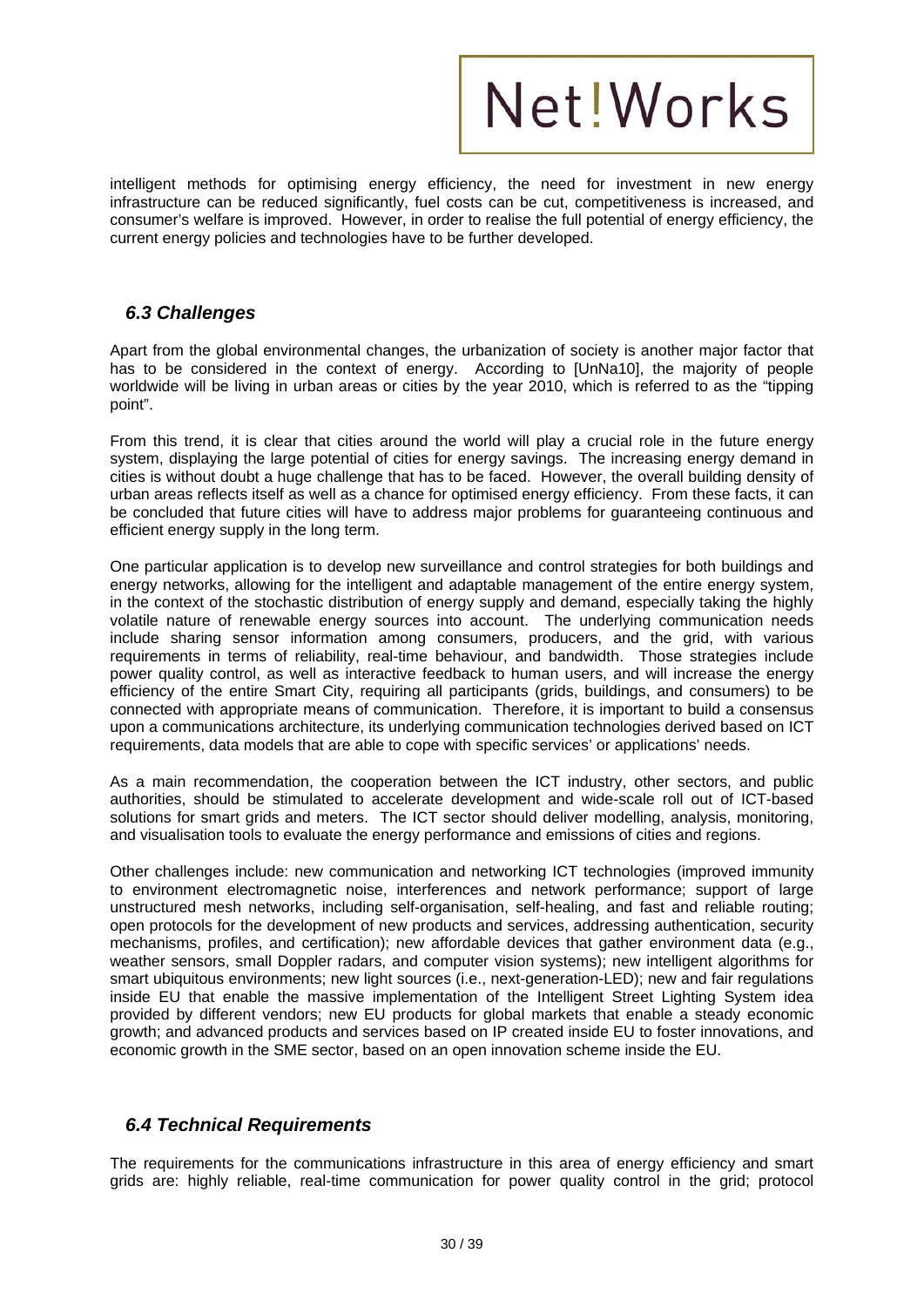intelligent methods for optimising energy efficiency, the need for investment in new energy infrastructure can be reduced significantly, fuel costs can be cut, competitiveness is increased, and consumer's welfare is improved. However, in order to realise the full potential of energy efficiency, the current energy policies and technologies have to be further developed.

## *6.3 Challenges*

Apart from the global environmental changes, the urbanization of society is another major factor that has to be considered in the context of energy. According to [UnNa10], the majority of people worldwide will be living in urban areas or cities by the year 2010, which is referred to as the "tipping point".

From this trend, it is clear that cities around the world will play a crucial role in the future energy system, displaying the large potential of cities for energy savings. The increasing energy demand in cities is without doubt a huge challenge that has to be faced. However, the overall building density of urban areas reflects itself as well as a chance for optimised energy efficiency. From these facts, it can be concluded that future cities will have to address major problems for guaranteeing continuous and efficient energy supply in the long term.

One particular application is to develop new surveillance and control strategies for both buildings and energy networks, allowing for the intelligent and adaptable management of the entire energy system, in the context of the stochastic distribution of energy supply and demand, especially taking the highly volatile nature of renewable energy sources into account. The underlying communication needs include sharing sensor information among consumers, producers, and the grid, with various requirements in terms of reliability, real-time behaviour, and bandwidth. Those strategies include power quality control, as well as interactive feedback to human users, and will increase the energy efficiency of the entire Smart City, requiring all participants (grids, buildings, and consumers) to be connected with appropriate means of communication. Therefore, it is important to build a consensus upon a communications architecture, its underlying communication technologies derived based on ICT requirements, data models that are able to cope with specific services' or applications' needs.

As a main recommendation, the cooperation between the ICT industry, other sectors, and public authorities, should be stimulated to accelerate development and wide-scale roll out of ICT-based solutions for smart grids and meters. The ICT sector should deliver modelling, analysis, monitoring, and visualisation tools to evaluate the energy performance and emissions of cities and regions.

Other challenges include: new communication and networking ICT technologies (improved immunity to environment electromagnetic noise, interferences and network performance; support of large unstructured mesh networks, including self-organisation, self-healing, and fast and reliable routing; open protocols for the development of new products and services, addressing authentication, security mechanisms, profiles, and certification); new affordable devices that gather environment data (e.g., weather sensors, small Doppler radars, and computer vision systems); new intelligent algorithms for smart ubiquitous environments; new light sources (i.e., next-generation-LED); new and fair regulations inside EU that enable the massive implementation of the Intelligent Street Lighting System idea provided by different vendors; new EU products for global markets that enable a steady economic growth; and advanced products and services based on IP created inside EU to foster innovations, and economic growth in the SME sector, based on an open innovation scheme inside the EU.

## *6.4 Technical Requirements*

The requirements for the communications infrastructure in this area of energy efficiency and smart grids are: highly reliable, real-time communication for power quality control in the grid; protocol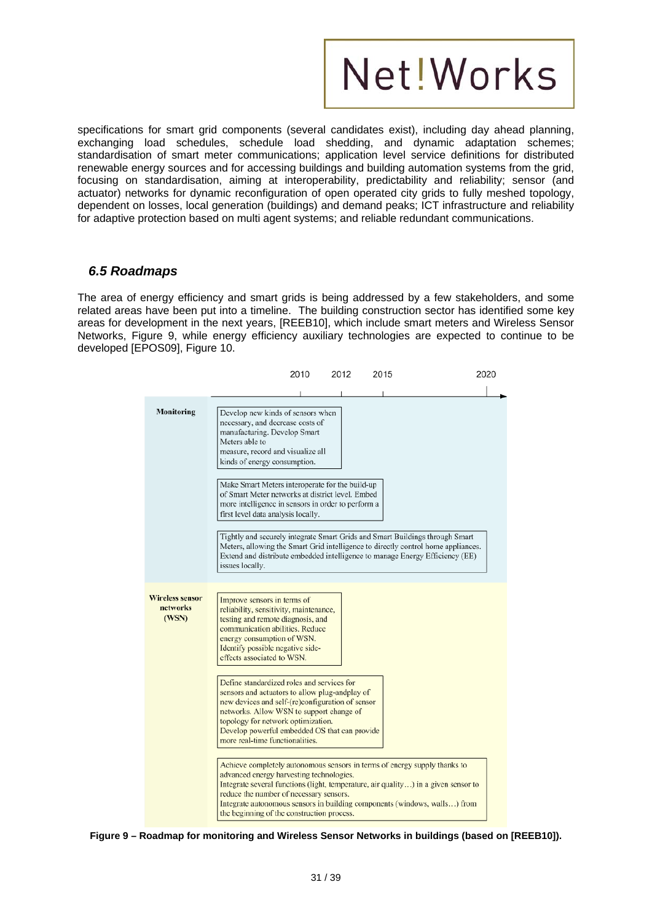specifications for smart grid components (several candidates exist), including day ahead planning, exchanging load schedules, schedule load shedding, and dynamic adaptation schemes; standardisation of smart meter communications; application level service definitions for distributed renewable energy sources and for accessing buildings and building automation systems from the grid, focusing on standardisation, aiming at interoperability, predictability and reliability; sensor (and actuator) networks for dynamic reconfiguration of open operated city grids to fully meshed topology, dependent on losses, local generation (buildings) and demand peaks; ICT infrastructure and reliability for adaptive protection based on multi agent systems; and reliable redundant communications.

## *6.5 Roadmaps*

The area of energy efficiency and smart grids is being addressed by a few stakeholders, and some related areas have been put into a timeline. The building construction sector has identified some key areas for development in the next years, [REEB10], which include smart meters and Wireless Sensor Networks, Figure 9, while energy efficiency auxiliary technologies are expected to continue to be developed [EPOS09], Figure 10.

| | 2010 – 2012 | 2012 – 2015 | 2015 – 2020 |
|---|---|---|---|
| **Monitoring** | Develop new kinds of sensors when necessary, and decrease costs of manufacturing. Develop Smart Meters able to measure, record and visualize all kinds of energy consumption. | Make Smart Meters interoperate for the build-up of Smart Meter networks at district level. Embed more intelligence in sensors in order to perform a first level data analysis locally. | Tightly and securely integrate Smart Grids and Smart Buildings through Smart Meters, allowing the Smart Grid intelligence to directly control home appliances. Extend and distribute embedded intelligence to manage Energy Efficiency (EE) issues locally. |
| **Wireless sensor networks (WSN)** | Improve sensors in terms of reliability, sensitivity, maintenance, testing and remote diagnosis, and communication abilities. Reduce energy consumption of WSN. Identify possible negative side-effects associated to WSN. | Define standardized roles and services for sensors and actuators to allow plug-andplay of new devices and self-(re)configuration of sensor networks. Allow WSN to support change of topology for network optimization. Develop powerful embedded OS that can provide more real-time functionalities. | Achieve completely autonomous sensors in terms of energy supply thanks to advanced energy harvesting technologies. Integrate several functions (light, temperature, air quality…) in a given sensor to reduce the number of necessary sensors. Integrate autonomous sensors in building components (windows, walls…) from the beginning of the construction process. |

**Figure 9 – Roadmap for monitoring and Wireless Sensor Networks in buildings (based on [REEB10]).**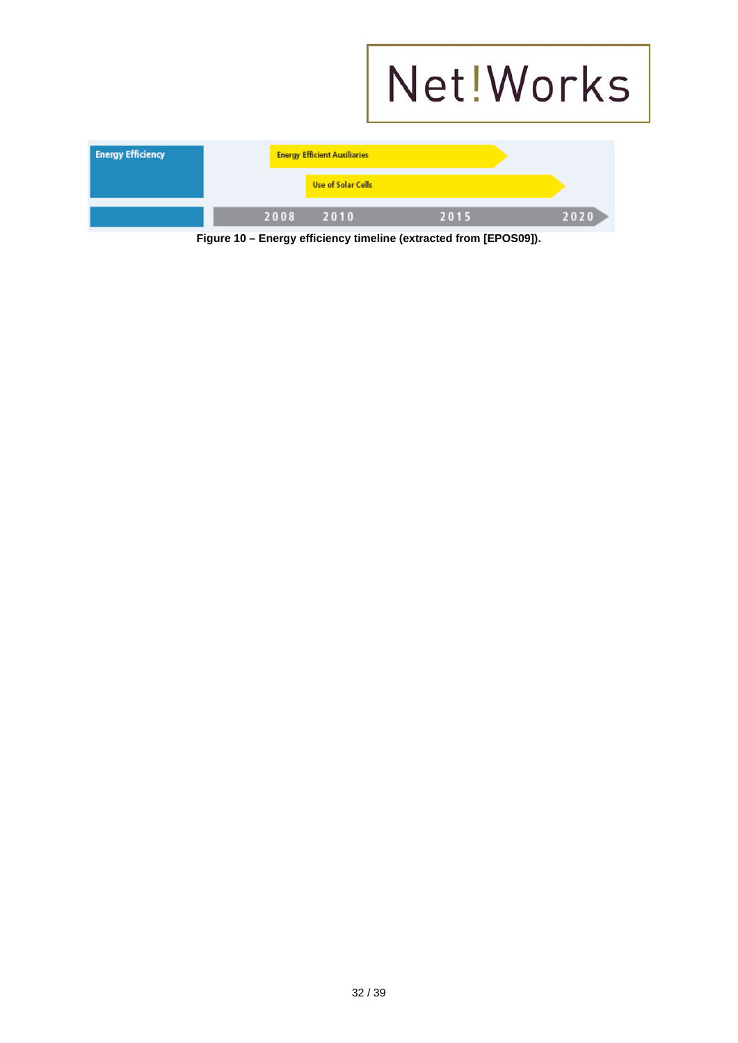| Energy Efficiency | Energy Efficient Auxiliaries |
| --- | --- |
| | Use of Solar Cells |
| | 2008 2010 2015 2020 |

**Figure 10 – Energy efficiency timeline (extracted from [EPOS09]).**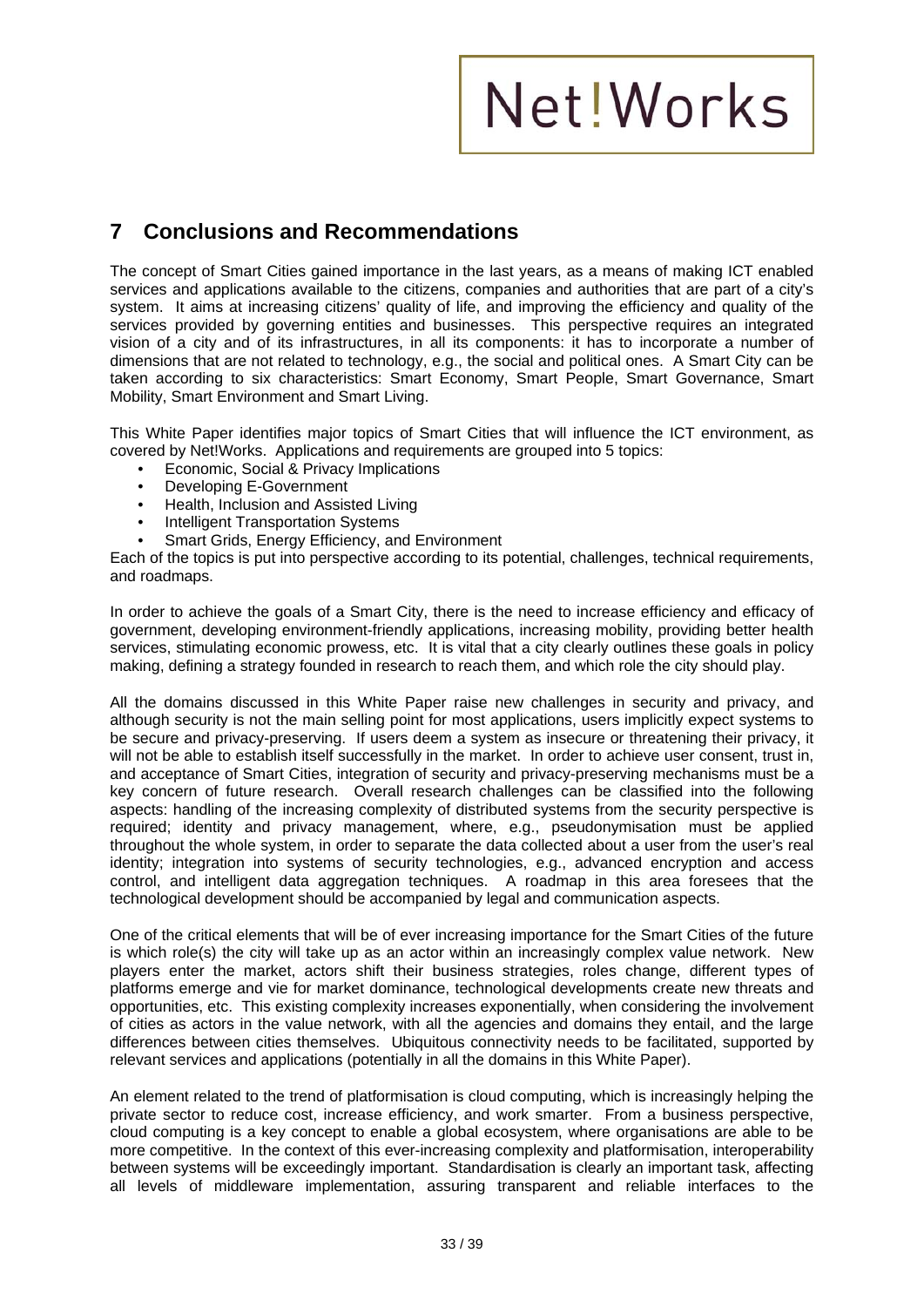## 7 Conclusions and Recommendations

The concept of Smart Cities gained importance in the last years, as a means of making ICT enabled services and applications available to the citizens, companies and authorities that are part of a city's system. It aims at increasing citizens' quality of life, and improving the efficiency and quality of the services provided by governing entities and businesses. This perspective requires an integrated vision of a city and of its infrastructures, in all its components: it has to incorporate a number of dimensions that are not related to technology, e.g., the social and political ones. A Smart City can be taken according to six characteristics: Smart Economy, Smart People, Smart Governance, Smart Mobility, Smart Environment and Smart Living.

This White Paper identifies major topics of Smart Cities that will influence the ICT environment, as covered by Net!Works. Applications and requirements are grouped into 5 topics:

- Economic, Social & Privacy Implications
- Developing E-Government
- Health, Inclusion and Assisted Living
- Intelligent Transportation Systems
- Smart Grids, Energy Efficiency, and Environment

Each of the topics is put into perspective according to its potential, challenges, technical requirements, and roadmaps.

In order to achieve the goals of a Smart City, there is the need to increase efficiency and efficacy of government, developing environment-friendly applications, increasing mobility, providing better health services, stimulating economic prowess, etc. It is vital that a city clearly outlines these goals in policy making, defining a strategy founded in research to reach them, and which role the city should play.

All the domains discussed in this White Paper raise new challenges in security and privacy, and although security is not the main selling point for most applications, users implicitly expect systems to be secure and privacy-preserving. If users deem a system as insecure or threatening their privacy, it will not be able to establish itself successfully in the market. In order to achieve user consent, trust in, and acceptance of Smart Cities, integration of security and privacy-preserving mechanisms must be a key concern of future research. Overall research challenges can be classified into the following aspects: handling of the increasing complexity of distributed systems from the security perspective is required; identity and privacy management, where, e.g., pseudonymisation must be applied throughout the whole system, in order to separate the data collected about a user from the user's real identity; integration into systems of security technologies, e.g., advanced encryption and access control, and intelligent data aggregation techniques. A roadmap in this area foresees that the technological development should be accompanied by legal and communication aspects.

One of the critical elements that will be of ever increasing importance for the Smart Cities of the future is which role(s) the city will take up as an actor within an increasingly complex value network. New players enter the market, actors shift their business strategies, roles change, different types of platforms emerge and vie for market dominance, technological developments create new threats and opportunities, etc. This existing complexity increases exponentially, when considering the involvement of cities as actors in the value network, with all the agencies and domains they entail, and the large differences between cities themselves. Ubiquitous connectivity needs to be facilitated, supported by relevant services and applications (potentially in all the domains in this White Paper).

An element related to the trend of platformisation is cloud computing, which is increasingly helping the private sector to reduce cost, increase efficiency, and work smarter. From a business perspective, cloud computing is a key concept to enable a global ecosystem, where organisations are able to be more competitive. In the context of this ever-increasing complexity and platformisation, interoperability between systems will be exceedingly important. Standardisation is clearly an important task, affecting all levels of middleware implementation, assuring transparent and reliable interfaces to the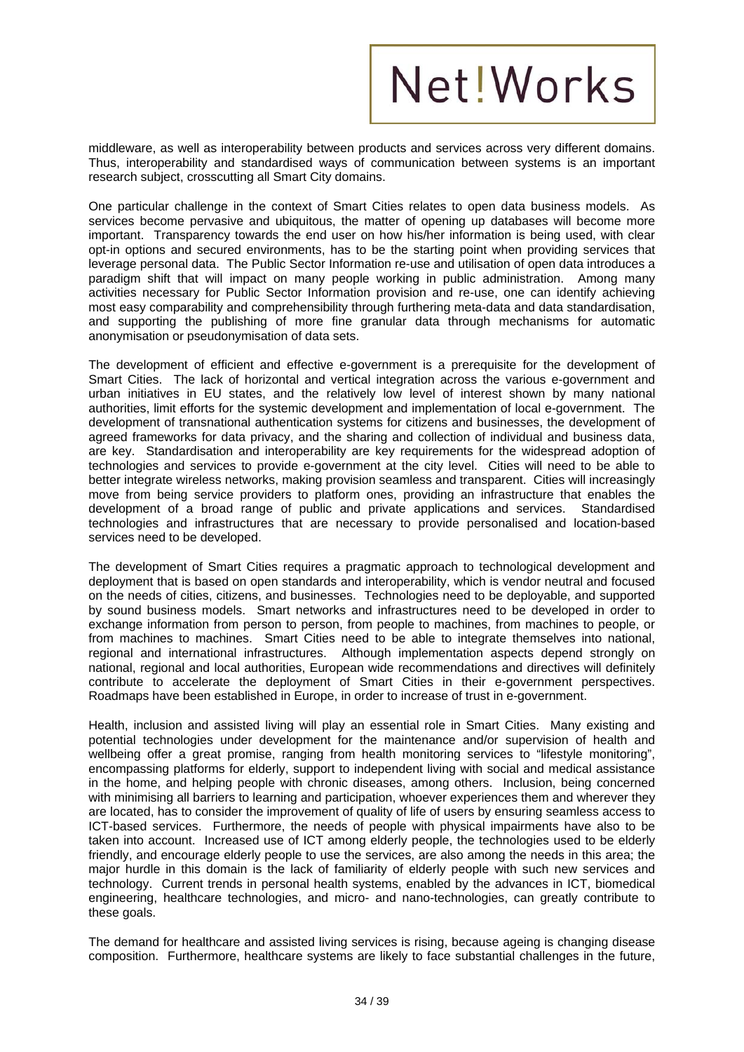middleware, as well as interoperability between products and services across very different domains. Thus, interoperability and standardised ways of communication between systems is an important research subject, crosscutting all Smart City domains.

One particular challenge in the context of Smart Cities relates to open data business models. As services become pervasive and ubiquitous, the matter of opening up databases will become more important. Transparency towards the end user on how his/her information is being used, with clear opt-in options and secured environments, has to be the starting point when providing services that leverage personal data. The Public Sector Information re-use and utilisation of open data introduces a paradigm shift that will impact on many people working in public administration. Among many activities necessary for Public Sector Information provision and re-use, one can identify achieving most easy comparability and comprehensibility through furthering meta-data and data standardisation, and supporting the publishing of more fine granular data through mechanisms for automatic anonymisation or pseudonymisation of data sets.

The development of efficient and effective e-government is a prerequisite for the development of Smart Cities. The lack of horizontal and vertical integration across the various e-government and urban initiatives in EU states, and the relatively low level of interest shown by many national authorities, limit efforts for the systemic development and implementation of local e-government. The development of transnational authentication systems for citizens and businesses, the development of agreed frameworks for data privacy, and the sharing and collection of individual and business data, are key. Standardisation and interoperability are key requirements for the widespread adoption of technologies and services to provide e-government at the city level. Cities will need to be able to better integrate wireless networks, making provision seamless and transparent. Cities will increasingly move from being service providers to platform ones, providing an infrastructure that enables the development of a broad range of public and private applications and services. Standardised technologies and infrastructures that are necessary to provide personalised and location-based services need to be developed.

The development of Smart Cities requires a pragmatic approach to technological development and deployment that is based on open standards and interoperability, which is vendor neutral and focused on the needs of cities, citizens, and businesses. Technologies need to be deployable, and supported by sound business models. Smart networks and infrastructures need to be developed in order to exchange information from person to person, from people to machines, from machines to people, or from machines to machines. Smart Cities need to be able to integrate themselves into national, regional and international infrastructures. Although implementation aspects depend strongly on national, regional and local authorities, European wide recommendations and directives will definitely contribute to accelerate the deployment of Smart Cities in their e-government perspectives. Roadmaps have been established in Europe, in order to increase of trust in e-government.

Health, inclusion and assisted living will play an essential role in Smart Cities. Many existing and potential technologies under development for the maintenance and/or supervision of health and wellbeing offer a great promise, ranging from health monitoring services to "lifestyle monitoring", encompassing platforms for elderly, support to independent living with social and medical assistance in the home, and helping people with chronic diseases, among others. Inclusion, being concerned with minimising all barriers to learning and participation, whoever experiences them and wherever they are located, has to consider the improvement of quality of life of users by ensuring seamless access to ICT-based services. Furthermore, the needs of people with physical impairments have also to be taken into account. Increased use of ICT among elderly people, the technologies used to be elderly friendly, and encourage elderly people to use the services, are also among the needs in this area; the major hurdle in this domain is the lack of familiarity of elderly people with such new services and technology. Current trends in personal health systems, enabled by the advances in ICT, biomedical engineering, healthcare technologies, and micro- and nano-technologies, can greatly contribute to these goals.

The demand for healthcare and assisted living services is rising, because ageing is changing disease composition. Furthermore, healthcare systems are likely to face substantial challenges in the future,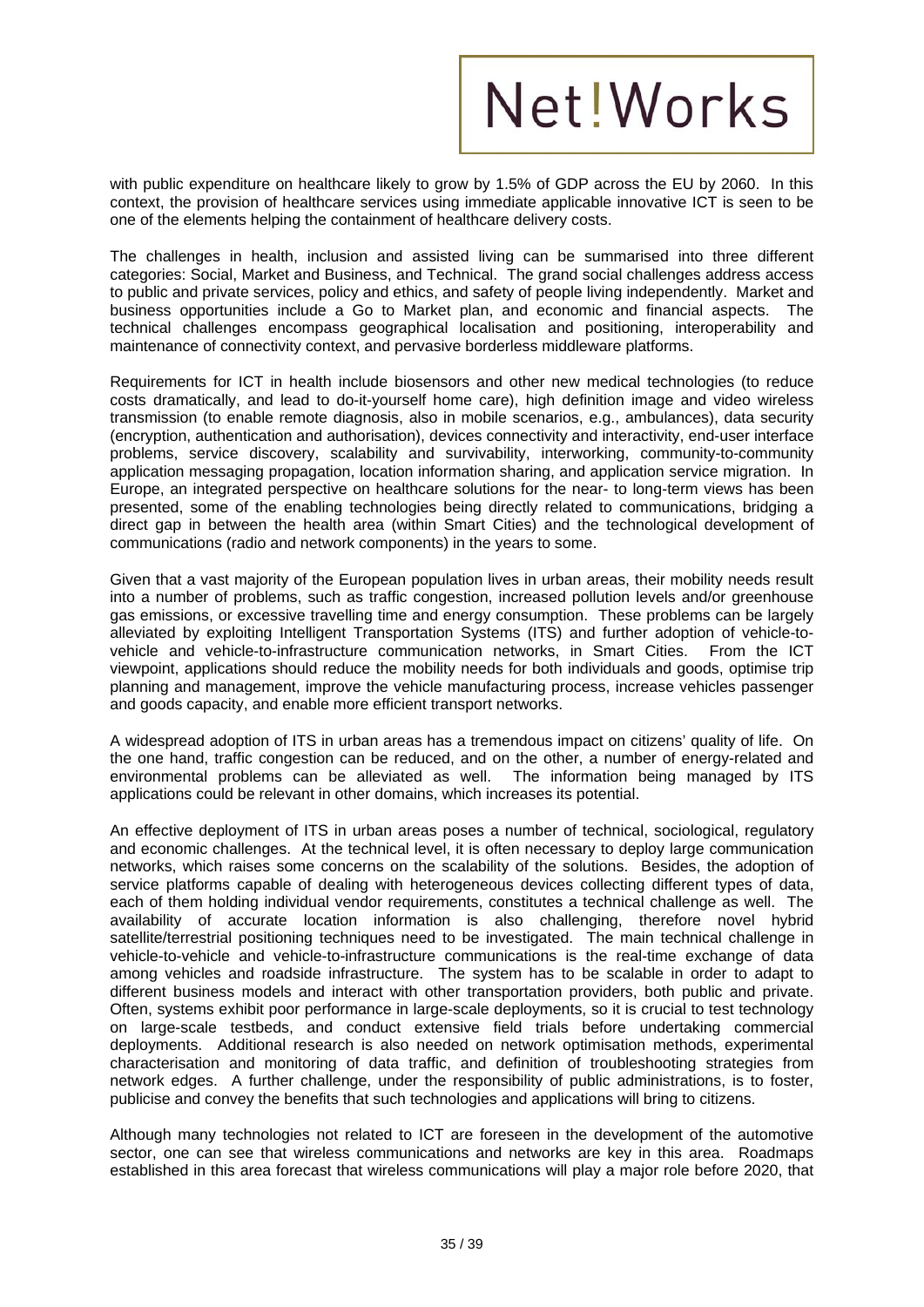with public expenditure on healthcare likely to grow by 1.5% of GDP across the EU by 2060. In this context, the provision of healthcare services using immediate applicable innovative ICT is seen to be one of the elements helping the containment of healthcare delivery costs.

The challenges in health, inclusion and assisted living can be summarised into three different categories: Social, Market and Business, and Technical. The grand social challenges address access to public and private services, policy and ethics, and safety of people living independently. Market and business opportunities include a Go to Market plan, and economic and financial aspects. The technical challenges encompass geographical localisation and positioning, interoperability and maintenance of connectivity context, and pervasive borderless middleware platforms.

Requirements for ICT in health include biosensors and other new medical technologies (to reduce costs dramatically, and lead to do-it-yourself home care), high definition image and video wireless transmission (to enable remote diagnosis, also in mobile scenarios, e.g., ambulances), data security (encryption, authentication and authorisation), devices connectivity and interactivity, end-user interface problems, service discovery, scalability and survivability, interworking, community-to-community application messaging propagation, location information sharing, and application service migration. In Europe, an integrated perspective on healthcare solutions for the near- to long-term views has been presented, some of the enabling technologies being directly related to communications, bridging a direct gap in between the health area (within Smart Cities) and the technological development of communications (radio and network components) in the years to some.

Given that a vast majority of the European population lives in urban areas, their mobility needs result into a number of problems, such as traffic congestion, increased pollution levels and/or greenhouse gas emissions, or excessive travelling time and energy consumption. These problems can be largely alleviated by exploiting Intelligent Transportation Systems (ITS) and further adoption of vehicle-to-vehicle and vehicle-to-infrastructure communication networks, in Smart Cities. From the ICT viewpoint, applications should reduce the mobility needs for both individuals and goods, optimise trip planning and management, improve the vehicle manufacturing process, increase vehicles passenger and goods capacity, and enable more efficient transport networks.

A widespread adoption of ITS in urban areas has a tremendous impact on citizens' quality of life. On the one hand, traffic congestion can be reduced, and on the other, a number of energy-related and environmental problems can be alleviated as well. The information being managed by ITS applications could be relevant in other domains, which increases its potential.

An effective deployment of ITS in urban areas poses a number of technical, sociological, regulatory and economic challenges. At the technical level, it is often necessary to deploy large communication networks, which raises some concerns on the scalability of the solutions. Besides, the adoption of service platforms capable of dealing with heterogeneous devices collecting different types of data, each of them holding individual vendor requirements, constitutes a technical challenge as well. The availability of accurate location information is also challenging, therefore novel hybrid satellite/terrestrial positioning techniques need to be investigated. The main technical challenge in vehicle-to-vehicle and vehicle-to-infrastructure communications is the real-time exchange of data among vehicles and roadside infrastructure. The system has to be scalable in order to adapt to different business models and interact with other transportation providers, both public and private. Often, systems exhibit poor performance in large-scale deployments, so it is crucial to test technology on large-scale testbeds, and conduct extensive field trials before undertaking commercial deployments. Additional research is also needed on network optimisation methods, experimental characterisation and monitoring of data traffic, and definition of troubleshooting strategies from network edges. A further challenge, under the responsibility of public administrations, is to foster, publicise and convey the benefits that such technologies and applications will bring to citizens.

Although many technologies not related to ICT are foreseen in the development of the automotive sector, one can see that wireless communications and networks are key in this area. Roadmaps established in this area forecast that wireless communications will play a major role before 2020, that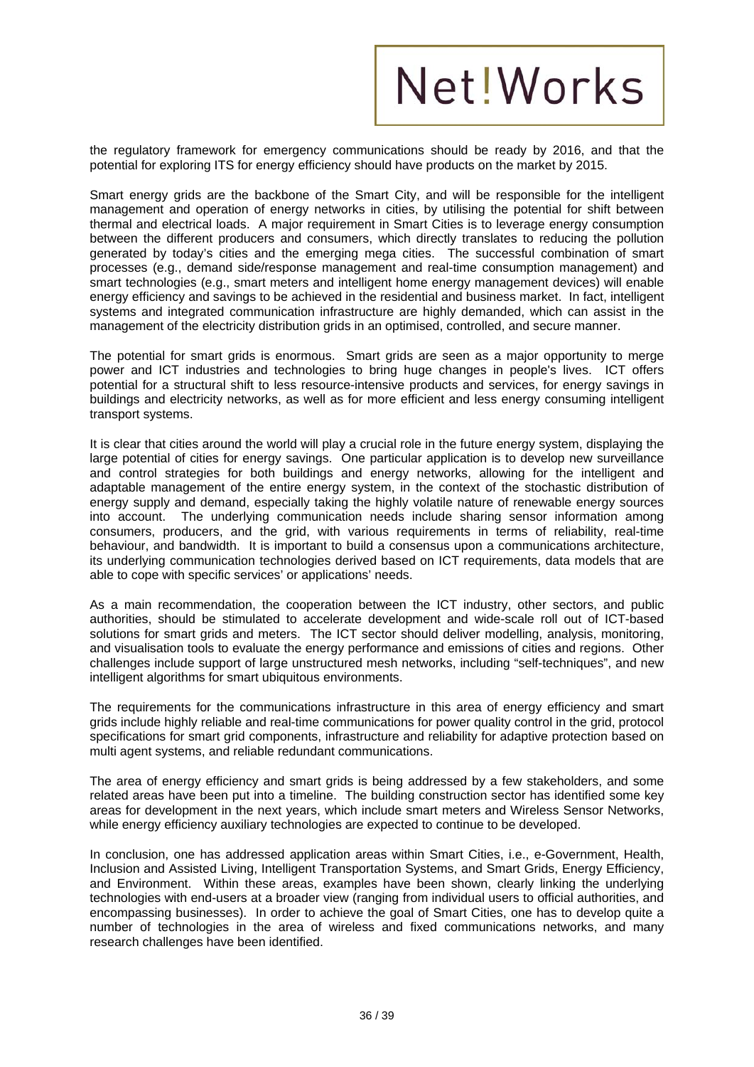the regulatory framework for emergency communications should be ready by 2016, and that the potential for exploring ITS for energy efficiency should have products on the market by 2015.

Smart energy grids are the backbone of the Smart City, and will be responsible for the intelligent management and operation of energy networks in cities, by utilising the potential for shift between thermal and electrical loads. A major requirement in Smart Cities is to leverage energy consumption between the different producers and consumers, which directly translates to reducing the pollution generated by today's cities and the emerging mega cities. The successful combination of smart processes (e.g., demand side/response management and real-time consumption management) and smart technologies (e.g., smart meters and intelligent home energy management devices) will enable energy efficiency and savings to be achieved in the residential and business market. In fact, intelligent systems and integrated communication infrastructure are highly demanded, which can assist in the management of the electricity distribution grids in an optimised, controlled, and secure manner.

The potential for smart grids is enormous. Smart grids are seen as a major opportunity to merge power and ICT industries and technologies to bring huge changes in people's lives. ICT offers potential for a structural shift to less resource-intensive products and services, for energy savings in buildings and electricity networks, as well as for more efficient and less energy consuming intelligent transport systems.

It is clear that cities around the world will play a crucial role in the future energy system, displaying the large potential of cities for energy savings. One particular application is to develop new surveillance and control strategies for both buildings and energy networks, allowing for the intelligent and adaptable management of the entire energy system, in the context of the stochastic distribution of energy supply and demand, especially taking the highly volatile nature of renewable energy sources into account. The underlying communication needs include sharing sensor information among consumers, producers, and the grid, with various requirements in terms of reliability, real-time behaviour, and bandwidth. It is important to build a consensus upon a communications architecture, its underlying communication technologies derived based on ICT requirements, data models that are able to cope with specific services' or applications' needs.

As a main recommendation, the cooperation between the ICT industry, other sectors, and public authorities, should be stimulated to accelerate development and wide-scale roll out of ICT-based solutions for smart grids and meters. The ICT sector should deliver modelling, analysis, monitoring, and visualisation tools to evaluate the energy performance and emissions of cities and regions. Other challenges include support of large unstructured mesh networks, including "self-techniques", and new intelligent algorithms for smart ubiquitous environments.

The requirements for the communications infrastructure in this area of energy efficiency and smart grids include highly reliable and real-time communications for power quality control in the grid, protocol specifications for smart grid components, infrastructure and reliability for adaptive protection based on multi agent systems, and reliable redundant communications.

The area of energy efficiency and smart grids is being addressed by a few stakeholders, and some related areas have been put into a timeline. The building construction sector has identified some key areas for development in the next years, which include smart meters and Wireless Sensor Networks, while energy efficiency auxiliary technologies are expected to continue to be developed.

In conclusion, one has addressed application areas within Smart Cities, i.e., e-Government, Health, Inclusion and Assisted Living, Intelligent Transportation Systems, and Smart Grids, Energy Efficiency, and Environment. Within these areas, examples have been shown, clearly linking the underlying technologies with end-users at a broader view (ranging from individual users to official authorities, and encompassing businesses). In order to achieve the goal of Smart Cities, one has to develop quite a number of technologies in the area of wireless and fixed communications networks, and many research challenges have been identified.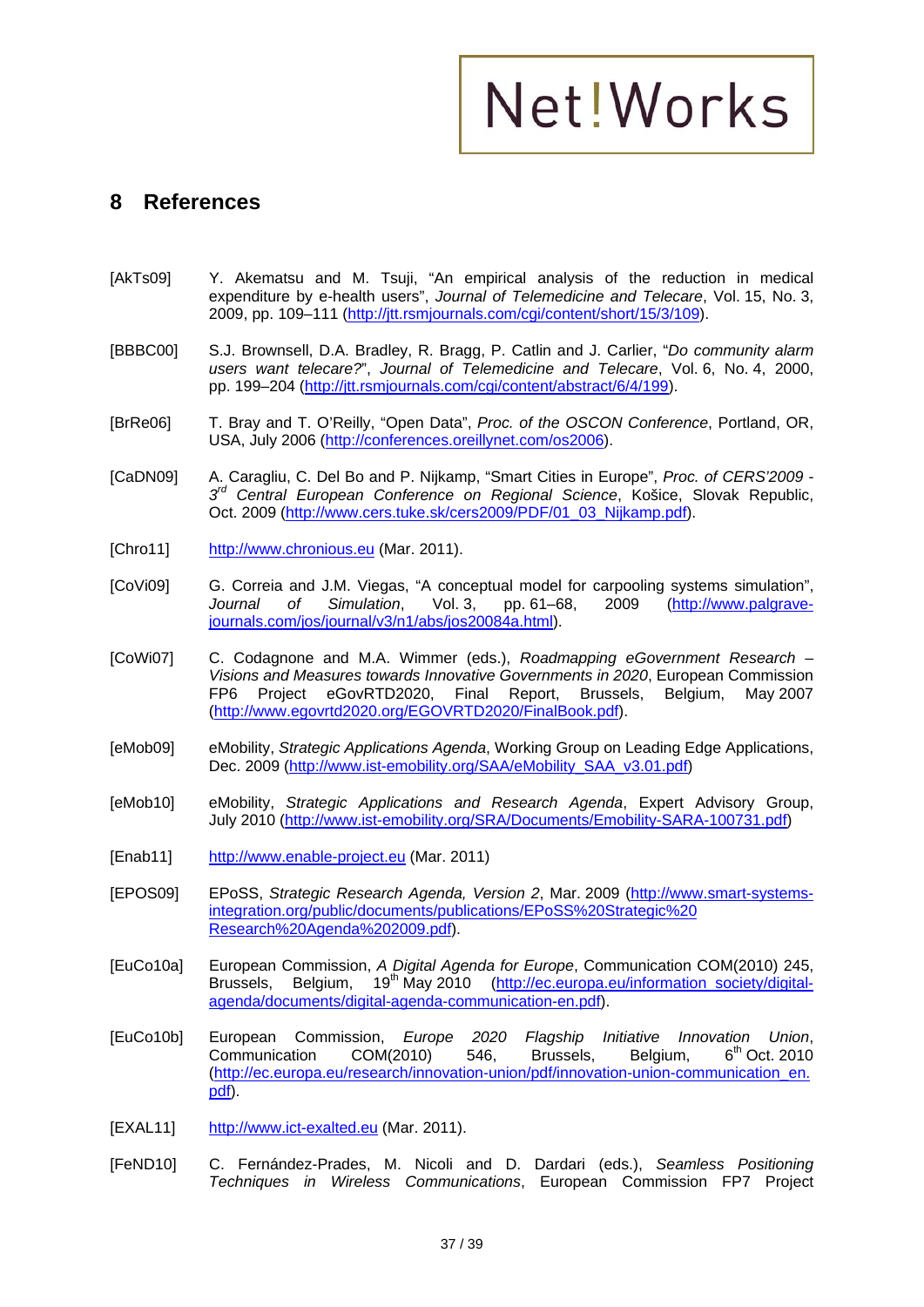## 8 References

[AkTs09] Y. Akematsu and M. Tsuji, "An empirical analysis of the reduction in medical expenditure by e-health users", *Journal of Telemedicine and Telecare*, Vol. 15, No. 3, 2009, pp. 109–111 (http://jtt.rsmjournals.com/cgi/content/short/15/3/109).

[BBBC00] S.J. Brownsell, D.A. Bradley, R. Bragg, P. Catlin and J. Carlier, "*Do community alarm users want telecare?*", *Journal of Telemedicine and Telecare*, Vol. 6, No. 4, 2000, pp. 199–204 (http://jtt.rsmjournals.com/cgi/content/abstract/6/4/199).

[BrRe06] T. Bray and T. O'Reilly, "Open Data", *Proc. of the OSCON Conference*, Portland, OR, USA, July 2006 (http://conferences.oreillynet.com/os2006).

[CaDN09] A. Caragliu, C. Del Bo and P. Nijkamp, "Smart Cities in Europe", *Proc. of CERS'2009 - 3rd Central European Conference on Regional Science*, Košice, Slovak Republic, Oct. 2009 (http://www.cers.tuke.sk/cers2009/PDF/01_03_Nijkamp.pdf).

[Chro11] http://www.chronious.eu (Mar. 2011).

[CoVi09] G. Correia and J.M. Viegas, "A conceptual model for carpooling systems simulation", *Journal of Simulation*, Vol. 3, pp. 61–68, 2009 (http://www.palgrave-journals.com/jos/journal/v3/n1/abs/jos20084a.html).

[CoWi07] C. Codagnone and M.A. Wimmer (eds.), *Roadmapping eGovernment Research – Visions and Measures towards Innovative Governments in 2020*, European Commission FP6 Project eGovRTD2020, Final Report, Brussels, Belgium, May 2007 (http://www.egovrtd2020.org/EGOVRTD2020/FinalBook.pdf).

[eMob09] eMobility, *Strategic Applications Agenda*, Working Group on Leading Edge Applications, Dec. 2009 (http://www.ist-emobility.org/SAA/eMobility_SAA_v3.01.pdf)

[eMob10] eMobility, *Strategic Applications and Research Agenda*, Expert Advisory Group, July 2010 (http://www.ist-emobility.org/SRA/Documents/Emobility-SARA-100731.pdf)

[Enab11] http://www.enable-project.eu (Mar. 2011)

[EPOS09] EPoSS, *Strategic Research Agenda, Version 2*, Mar. 2009 (http://www.smart-systems-integration.org/public/documents/publications/EPoSS%20Strategic%20Research%20Agenda%202009.pdf).

[EuCo10a] European Commission, *A Digital Agenda for Europe*, Communication COM(2010) 245, Brussels, Belgium, 19th May 2010 (http://ec.europa.eu/information_society/digital-agenda/documents/digital-agenda-communication-en.pdf).

[EuCo10b] European Commission, *Europe 2020 Flagship Initiative Innovation Union*, Communication COM(2010) 546, Brussels, Belgium, 6th Oct. 2010 (http://ec.europa.eu/research/innovation-union/pdf/innovation-union-communication_en.pdf).

[EXAL11] http://www.ict-exalted.eu (Mar. 2011).

[FeND10] C. Fernández-Prades, M. Nicoli and D. Dardari (eds.), *Seamless Positioning Techniques in Wireless Communications*, European Commission FP7 Project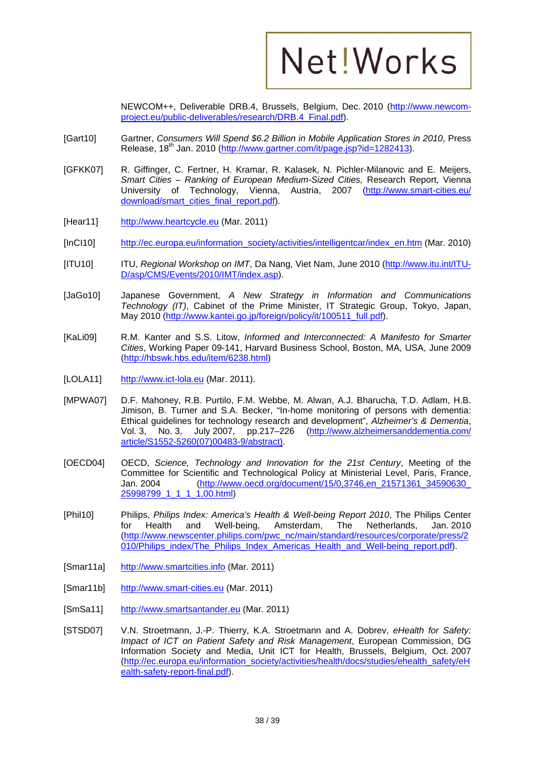NEWCOM++, Deliverable DRB.4, Brussels, Belgium, Dec. 2010 (http://www.newcom-project.eu/public-deliverables/research/DRB.4_Final.pdf).

[Gart10] Gartner, *Consumers Will Spend $6.2 Billion in Mobile Application Stores in 2010*, Press Release, 18th Jan. 2010 (http://www.gartner.com/it/page.jsp?id=1282413).

[GFKK07] R. Giffinger, C. Fertner, H. Kramar, R. Kalasek, N. Pichler-Milanovic and E. Meijers, *Smart Cities – Ranking of European Medium-Sized Cities,* Research Report, Vienna University of Technology, Vienna, Austria, 2007 (http://www.smart-cities.eu/download/smart_cities_final_report.pdf).

[Hear11] http://www.heartcycle.eu (Mar. 2011)

[InCI10] http://ec.europa.eu/information_society/activities/intelligentcar/index_en.htm (Mar. 2010)

[ITU10] ITU, *Regional Workshop on IMT*, Da Nang, Viet Nam, June 2010 (http://www.itu.int/ITU-D/asp/CMS/Events/2010/IMT/index.asp).

[JaGo10] Japanese Government, *A New Strategy in Information and Communications Technology (IT)*, Cabinet of the Prime Minister, IT Strategic Group, Tokyo, Japan, May 2010 (http://www.kantei.go.jp/foreign/policy/it/100511_full.pdf).

[KaLi09] R.M. Kanter and S.S. Litow, *Informed and Interconnected: A Manifesto for Smarter Cities*, Working Paper 09-141, Harvard Business School, Boston, MA, USA, June 2009 (http://hbswk.hbs.edu/item/6238.html)

[LOLA11] http://www.ict-lola.eu (Mar. 2011).

[MPWA07] D.F. Mahoney, R.B. Purtilo, F.M. Webbe, M. Alwan, A.J. Bharucha, T.D. Adlam, H.B. Jimison, B. Turner and S.A. Becker, "In-home monitoring of persons with dementia: Ethical guidelines for technology research and development", *Alzheimer's & Dementia*, Vol. 3, No. 3, July 2007, pp.217–226 (http://www.alzheimersanddementia.com/article/S1552-5260(07)00483-9/abstract).

[OECD04] OECD, *Science, Technology and Innovation for the 21st Century*, Meeting of the Committee for Scientific and Technological Policy at Ministerial Level, Paris, France, Jan. 2004 (http://www.oecd.org/document/15/0,3746,en_21571361_34590630_25998799_1_1_1_1,00.html)

[Phil10] Philips, *Philips Index: America's Health & Well-being Report 2010*, The Philips Center for Health and Well-being, Amsterdam, The Netherlands, Jan. 2010 (http://www.newscenter.philips.com/pwc_nc/main/standard/resources/corporate/press/2010/Philips_index/The_Philips_Index_Americas_Health_and_Well-being_report.pdf).

[Smar11a] http://www.smartcities.info (Mar. 2011)

[Smar11b] http://www.smart-cities.eu (Mar. 2011)

[SmSa11] http://www.smartsantander.eu (Mar. 2011)

[STSD07] V.N. Stroetmann, J.-P. Thierry, K.A. Stroetmann and A. Dobrev, *eHealth for Safety: Impact of ICT on Patient Safety and Risk Management*, European Commission, DG Information Society and Media, Unit ICT for Health, Brussels, Belgium, Oct. 2007 (http://ec.europa.eu/information_society/activities/health/docs/studies/ehealth_safety/eHealth-safety-report-final.pdf).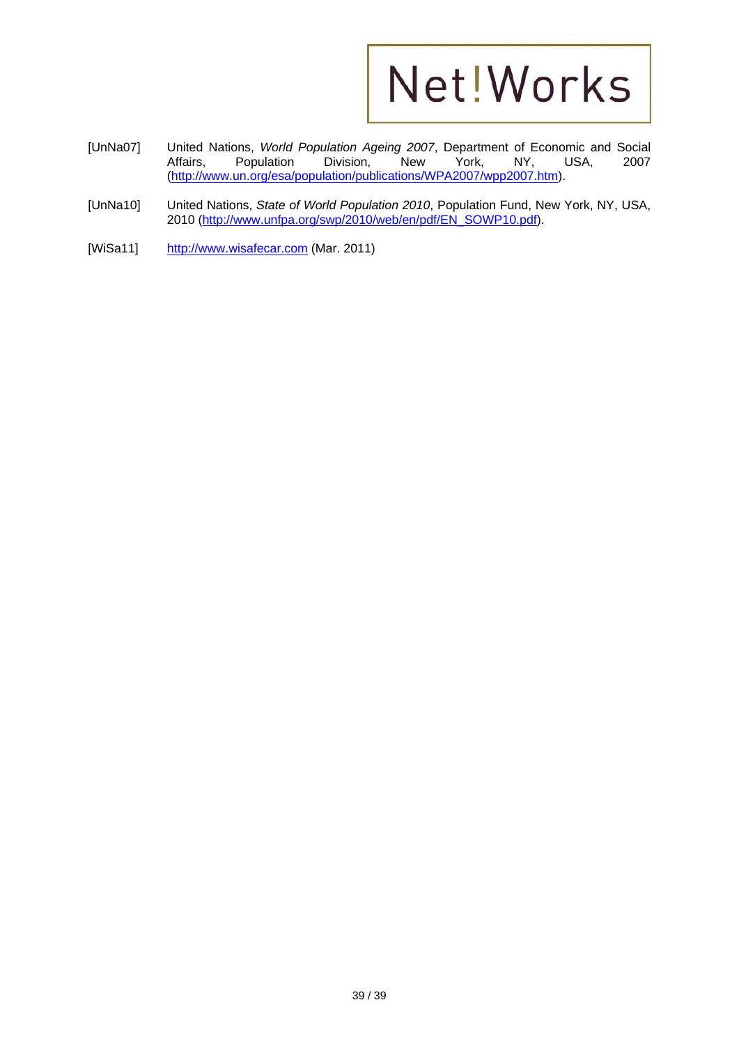[UnNa07] United Nations, *World Population Ageing 2007*, Department of Economic and Social Affairs, Population Division, New York, NY, USA, 2007 (http://www.un.org/esa/population/publications/WPA2007/wpp2007.htm).

[UnNa10] United Nations, *State of World Population 2010*, Population Fund, New York, NY, USA, 2010 (http://www.unfpa.org/swp/2010/web/en/pdf/EN_SOWP10.pdf).

[WiSa11] http://www.wisafecar.com (Mar. 2011)